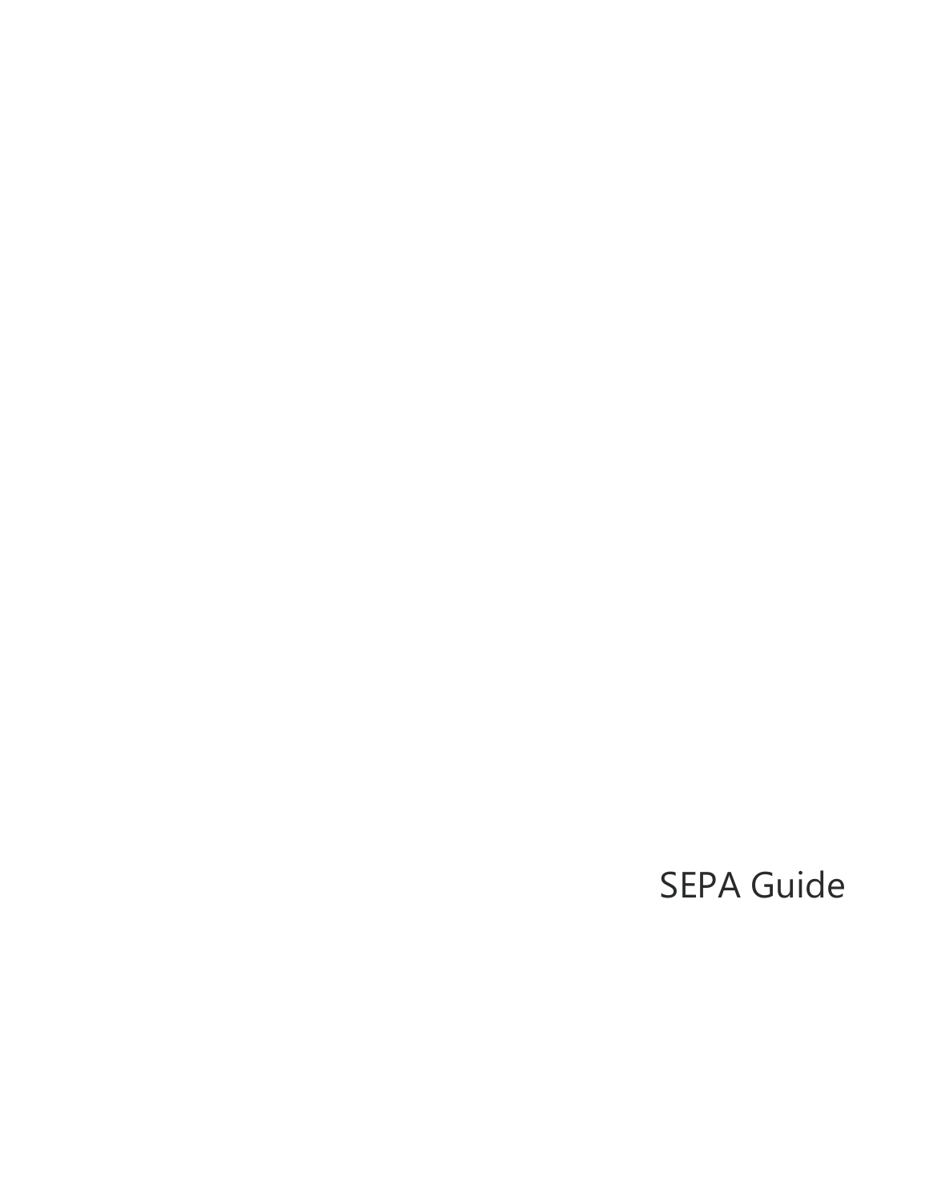# SEPA Guide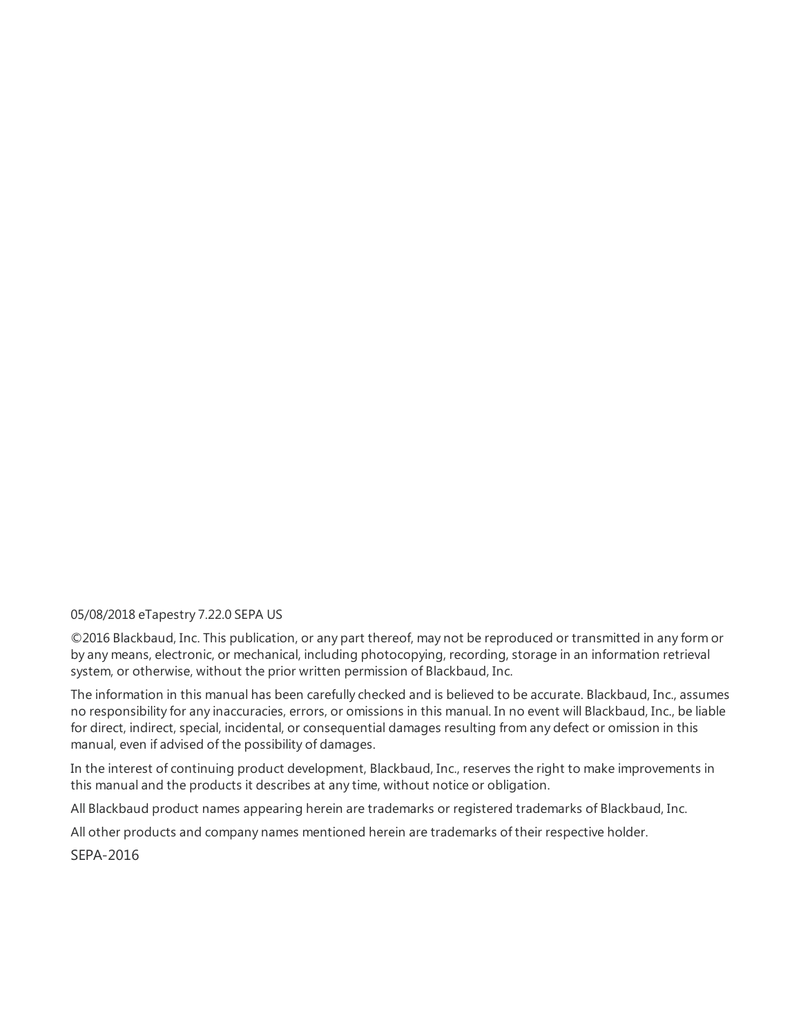05/08/2018 eTapestry 7.22.0 SEPA US

©2016 Blackbaud, Inc. This publication, or any part thereof, may not be reproduced or transmitted in any form or by any means, electronic, or mechanical, including photocopying, recording, storage in an information retrieval system, or otherwise, without the prior written permission of Blackbaud, Inc.

The information in this manual has been carefully checked and is believed to be accurate. Blackbaud, Inc., assumes no responsibility for any inaccuracies, errors, or omissions in this manual. In no event will Blackbaud, Inc., be liable for direct, indirect, special, incidental, or consequential damages resulting from any defect or omission in this manual, even if advised of the possibility of damages.

In the interest of continuing product development, Blackbaud, Inc., reserves the right to make improvements in this manual and the products it describes at any time, without notice or obligation.

All Blackbaud product names appearing herein are trademarks or registered trademarks of Blackbaud, Inc.

All other products and company names mentioned herein are trademarks of their respective holder.

SEPA-2016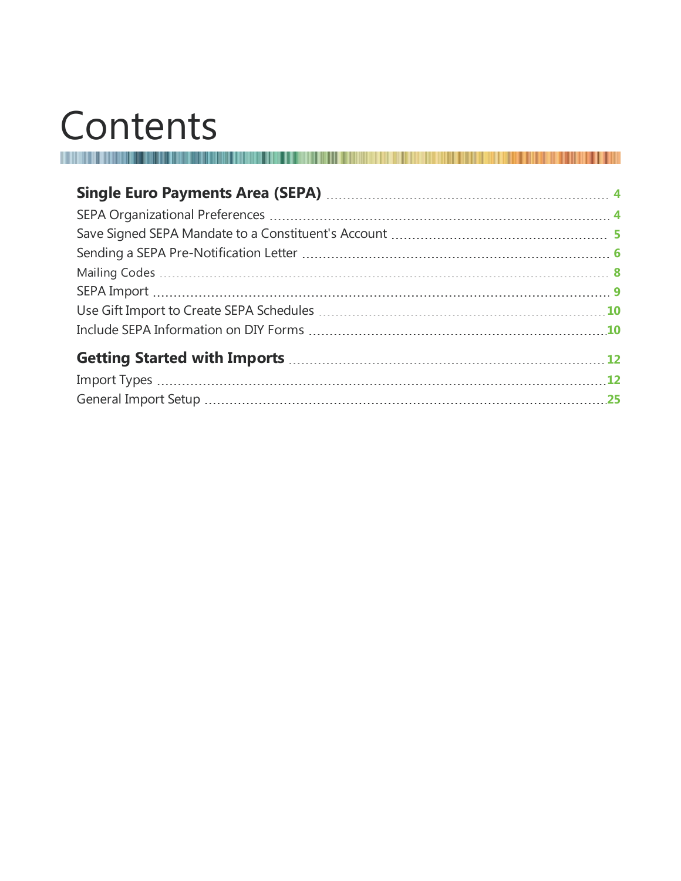# Contents

**Single Euro Payments Area (SEPA)** ..... 4

SEPA Organizational Preferences ..... 4

Save Signed SEPA Mandate to a Constituent's Account ..... 5

Sending a SEPA Pre-Notification Letter ..... 6

Mailing Codes ..... 8

SEPA Import ..... 9

Use Gift Import to Create SEPA Schedules ..... 10

Include SEPA Information on DIY Forms ..... 10

**Getting Started with Imports** ..... 12

Import Types ..... 12

General Import Setup ..... 25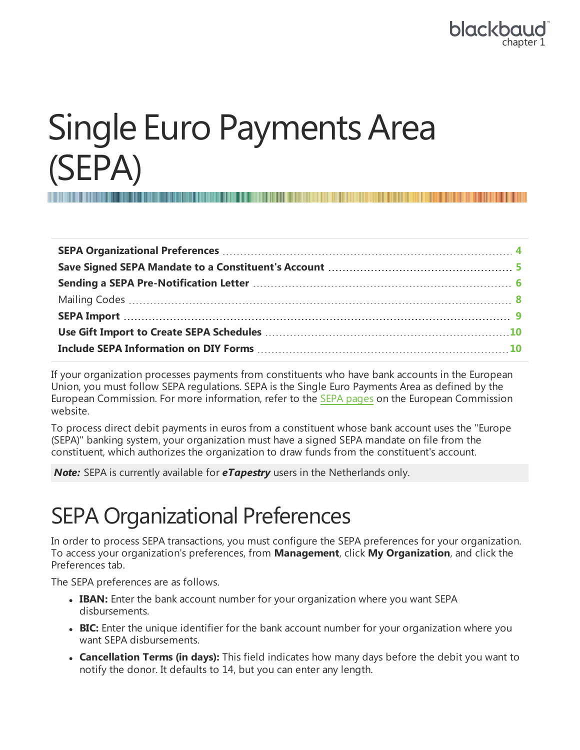# Single Euro Payments Area (SEPA)

| | |
|---|---|
| **SEPA Organizational Preferences** | **4** |
| **Save Signed SEPA Mandate to a Constituent's Account** | **5** |
| **Sending a SEPA Pre-Notification Letter** | **6** |
| Mailing Codes | **8** |
| **SEPA Import** | **9** |
| **Use Gift Import to Create SEPA Schedules** | **10** |
| **Include SEPA Information on DIY Forms** | **10** |

If your organization processes payments from constituents who have bank accounts in the European Union, you must follow SEPA regulations. SEPA is the Single Euro Payments Area as defined by the European Commission. For more information, refer to the SEPA pages on the European Commission website.

To process direct debit payments in euros from a constituent whose bank account uses the "Europe (SEPA)" banking system, your organization must have a signed SEPA mandate on file from the constituent, which authorizes the organization to draw funds from the constituent's account.

***Note:*** SEPA is currently available for ***eTapestry*** users in the Netherlands only.

## SEPA Organizational Preferences

In order to process SEPA transactions, you must configure the SEPA preferences for your organization. To access your organization's preferences, from **Management**, click **My Organization**, and click the Preferences tab.

The SEPA preferences are as follows.

- **IBAN:** Enter the bank account number for your organization where you want SEPA disbursements.
- **BIC:** Enter the unique identifier for the bank account number for your organization where you want SEPA disbursements.
- **Cancellation Terms (in days):** This field indicates how many days before the debit you want to notify the donor. It defaults to 14, but you can enter any length.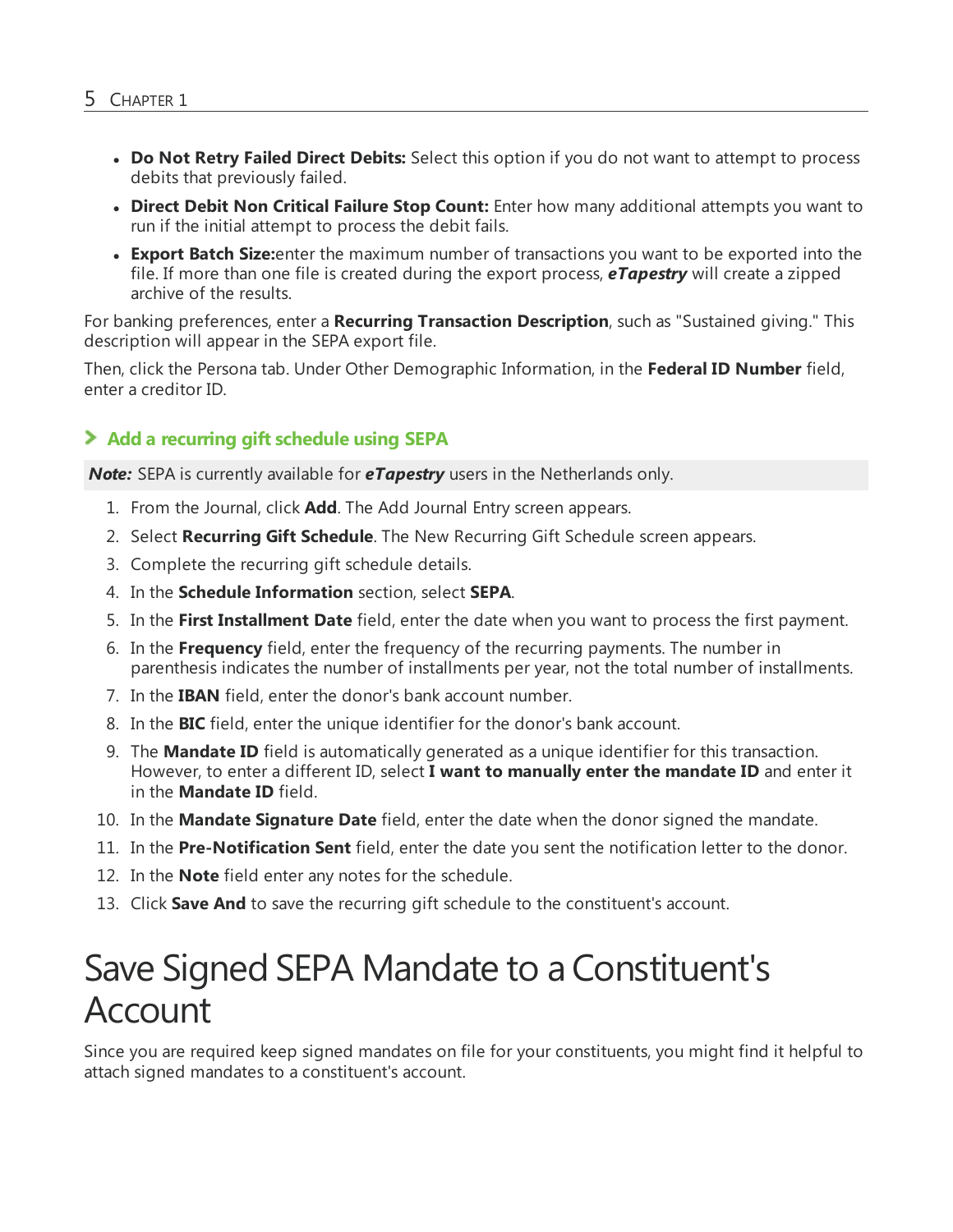- **Do Not Retry Failed Direct Debits:** Select this option if you do not want to attempt to process debits that previously failed.
- **Direct Debit Non Critical Failure Stop Count:** Enter how many additional attempts you want to run if the initial attempt to process the debit fails.
- **Export Batch Size:**enter the maximum number of transactions you want to be exported into the file. If more than one file is created during the export process, ***eTapestry*** will create a zipped archive of the results.

For banking preferences, enter a **Recurring Transaction Description**, such as "Sustained giving." This description will appear in the SEPA export file.

Then, click the Persona tab. Under Other Demographic Information, in the **Federal ID Number** field, enter a creditor ID.

### Add a recurring gift schedule using SEPA

***Note:*** SEPA is currently available for ***eTapestry*** users in the Netherlands only.

1. From the Journal, click **Add**. The Add Journal Entry screen appears.
2. Select **Recurring Gift Schedule**. The New Recurring Gift Schedule screen appears.
3. Complete the recurring gift schedule details.
4. In the **Schedule Information** section, select **SEPA**.
5. In the **First Installment Date** field, enter the date when you want to process the first payment.
6. In the **Frequency** field, enter the frequency of the recurring payments. The number in parenthesis indicates the number of installments per year, not the total number of installments.
7. In the **IBAN** field, enter the donor's bank account number.
8. In the **BIC** field, enter the unique identifier for the donor's bank account.
9. The **Mandate ID** field is automatically generated as a unique identifier for this transaction. However, to enter a different ID, select **I want to manually enter the mandate ID** and enter it in the **Mandate ID** field.
10. In the **Mandate Signature Date** field, enter the date when the donor signed the mandate.
11. In the **Pre-Notification Sent** field, enter the date you sent the notification letter to the donor.
12. In the **Note** field enter any notes for the schedule.
13. Click **Save And** to save the recurring gift schedule to the constituent's account.

# Save Signed SEPA Mandate to a Constituent's Account

Since you are required keep signed mandates on file for your constituents, you might find it helpful to attach signed mandates to a constituent's account.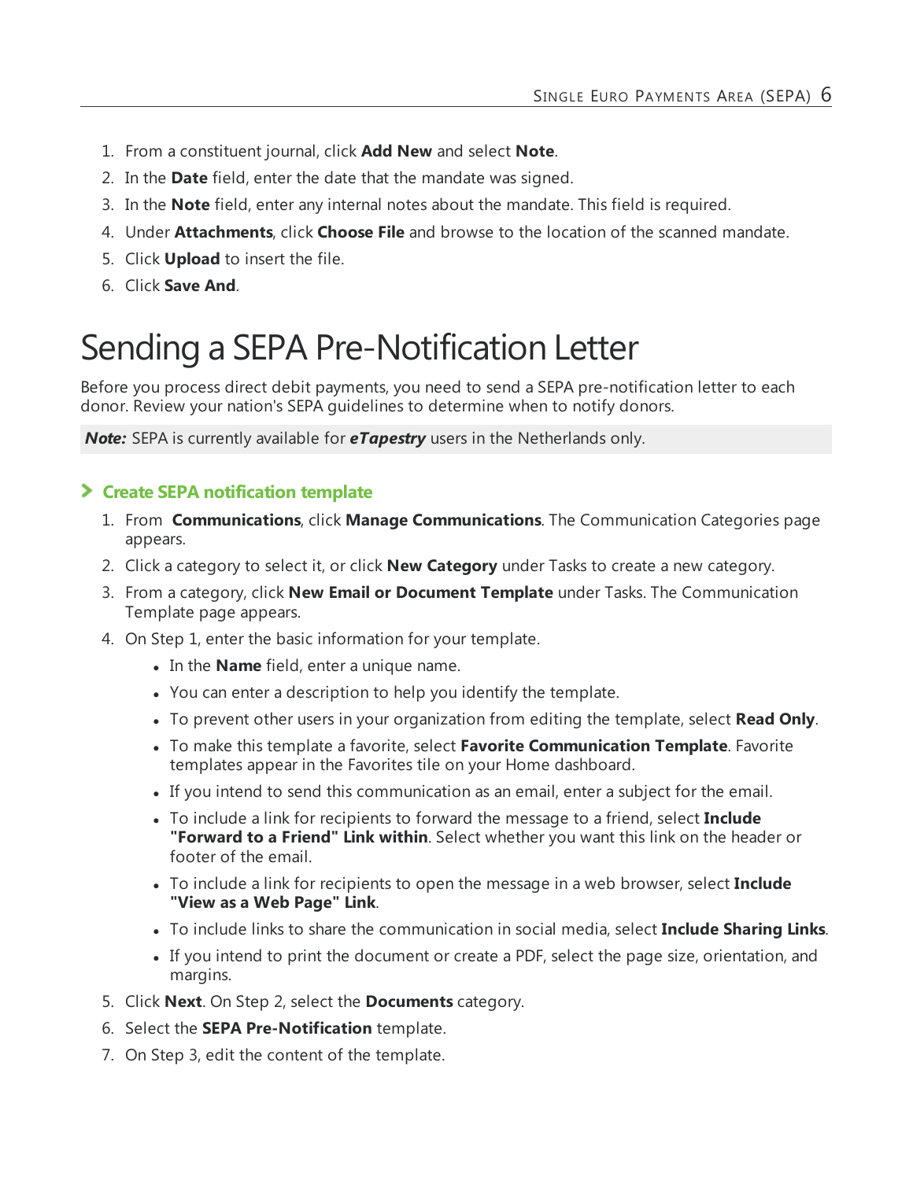1. From a constituent journal, click **Add New** and select **Note**.
2. In the **Date** field, enter the date that the mandate was signed.
3. In the **Note** field, enter any internal notes about the mandate. This field is required.
4. Under **Attachments**, click **Choose File** and browse to the location of the scanned mandate.
5. Click **Upload** to insert the file.
6. Click **Save And**.

# Sending a SEPA Pre-Notification Letter

Before you process direct debit payments, you need to send a SEPA pre-notification letter to each donor. Review your nation's SEPA guidelines to determine when to notify donors.

***Note:*** SEPA is currently available for ***eTapestry*** users in the Netherlands only.

### Create SEPA notification template

1. From **Communications**, click **Manage Communications**. The Communication Categories page appears.
2. Click a category to select it, or click **New Category** under Tasks to create a new category.
3. From a category, click **New Email or Document Template** under Tasks. The Communication Template page appears.
4. On Step 1, enter the basic information for your template.
   - In the **Name** field, enter a unique name.
   - You can enter a description to help you identify the template.
   - To prevent other users in your organization from editing the template, select **Read Only**.
   - To make this template a favorite, select **Favorite Communication Template**. Favorite templates appear in the Favorites tile on your Home dashboard.
   - If you intend to send this communication as an email, enter a subject for the email.
   - To include a link for recipients to forward the message to a friend, select **Include "Forward to a Friend" Link within**. Select whether you want this link on the header or footer of the email.
   - To include a link for recipients to open the message in a web browser, select **Include "View as a Web Page" Link**.
   - To include links to share the communication in social media, select **Include Sharing Links**.
   - If you intend to print the document or create a PDF, select the page size, orientation, and margins.
5. Click **Next**. On Step 2, select the **Documents** category.
6. Select the **SEPA Pre-Notification** template.
7. On Step 3, edit the content of the template.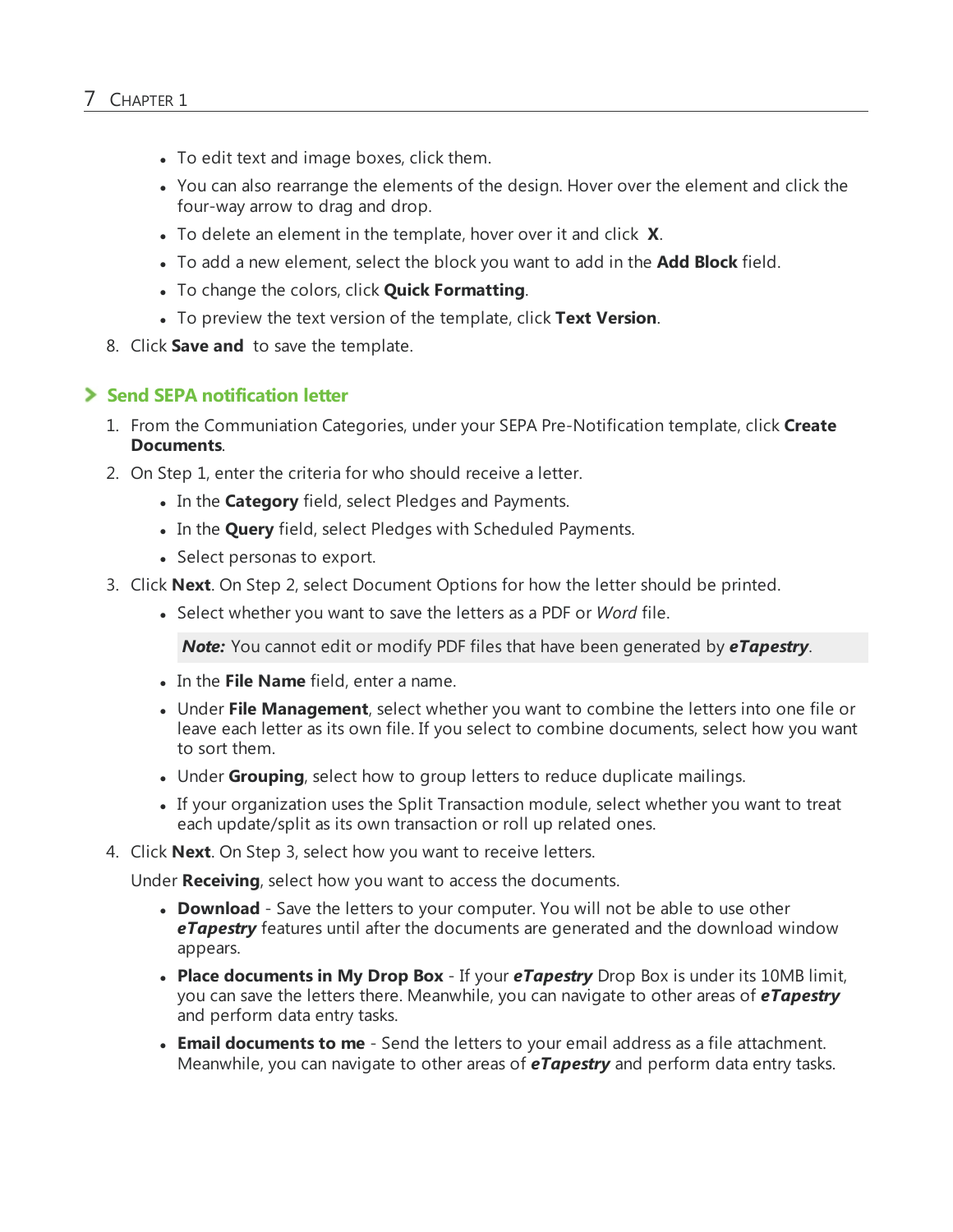- To edit text and image boxes, click them.
- You can also rearrange the elements of the design. Hover over the element and click the four-way arrow to drag and drop.
- To delete an element in the template, hover over it and click **X**.
- To add a new element, select the block you want to add in the **Add Block** field.
- To change the colors, click **Quick Formatting**.
- To preview the text version of the template, click **Text Version**.

8. Click **Save and** to save the template.

## Send SEPA notification letter

1. From the Communiation Categories, under your SEPA Pre-Notification template, click **Create Documents**.
2. On Step 1, enter the criteria for who should receive a letter.
   - In the **Category** field, select Pledges and Payments.
   - In the **Query** field, select Pledges with Scheduled Payments.
   - Select personas to export.
3. Click **Next**. On Step 2, select Document Options for how the letter should be printed.
   - Select whether you want to save the letters as a PDF or *Word* file.

     ***Note:*** You cannot edit or modify PDF files that have been generated by ***eTapestry***.

   - In the **File Name** field, enter a name.
   - Under **File Management**, select whether you want to combine the letters into one file or leave each letter as its own file. If you select to combine documents, select how you want to sort them.
   - Under **Grouping**, select how to group letters to reduce duplicate mailings.
   - If your organization uses the Split Transaction module, select whether you want to treat each update/split as its own transaction or roll up related ones.
4. Click **Next**. On Step 3, select how you want to receive letters.

   Under **Receiving**, select how you want to access the documents.

   - **Download** - Save the letters to your computer. You will not be able to use other ***eTapestry*** features until after the documents are generated and the download window appears.
   - **Place documents in My Drop Box** - If your ***eTapestry*** Drop Box is under its 10MB limit, you can save the letters there. Meanwhile, you can navigate to other areas of ***eTapestry*** and perform data entry tasks.
   - **Email documents to me** - Send the letters to your email address as a file attachment. Meanwhile, you can navigate to other areas of ***eTapestry*** and perform data entry tasks.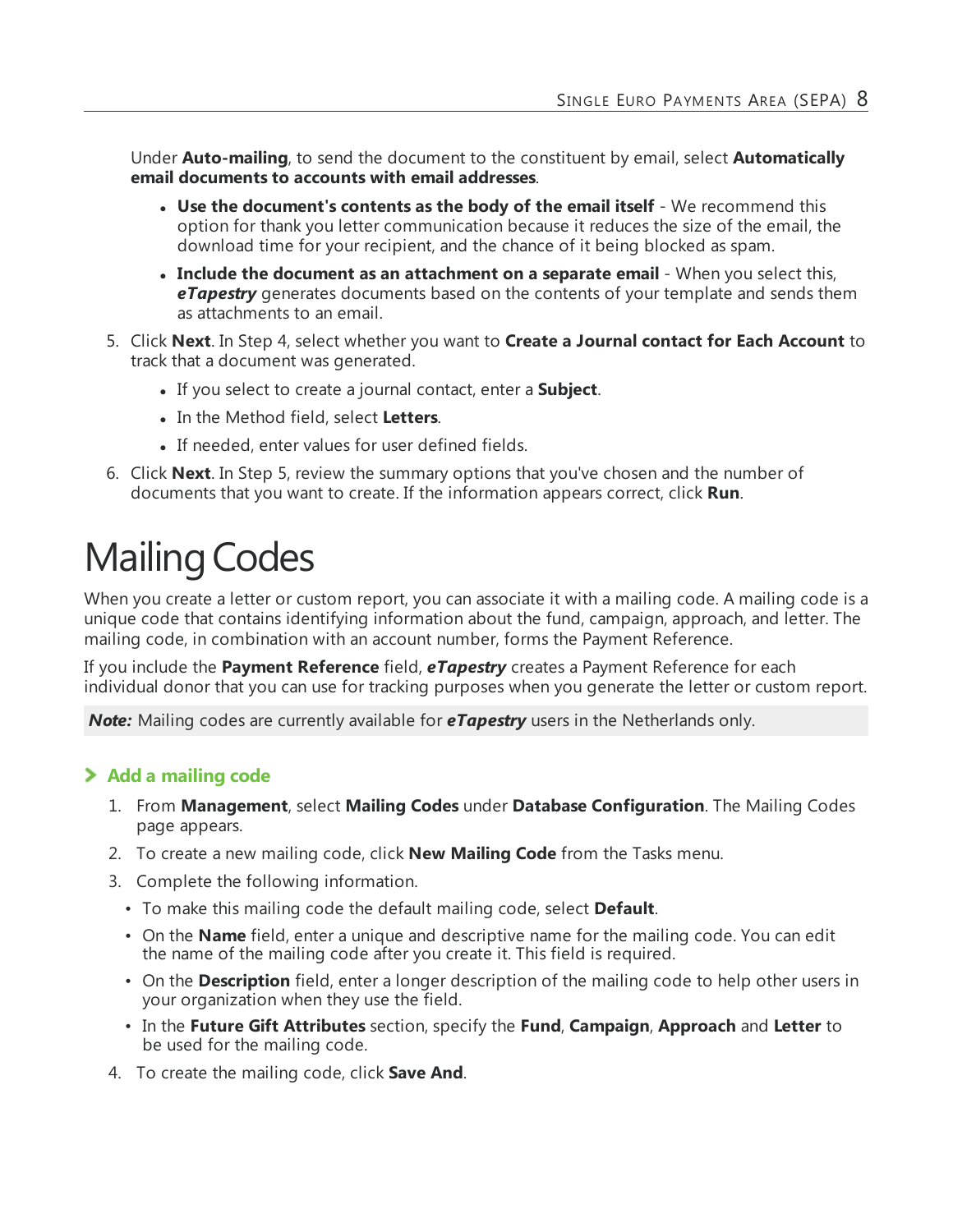Under **Auto-mailing**, to send the document to the constituent by email, select **Automatically email documents to accounts with email addresses**.

- **Use the document's contents as the body of the email itself** - We recommend this option for thank you letter communication because it reduces the size of the email, the download time for your recipient, and the chance of it being blocked as spam.
- **Include the document as an attachment on a separate email** - When you select this, ***eTapestry*** generates documents based on the contents of your template and sends them as attachments to an email.

5. Click **Next**. In Step 4, select whether you want to **Create a Journal contact for Each Account** to track that a document was generated.
   - If you select to create a journal contact, enter a **Subject**.
   - In the Method field, select **Letters**.
   - If needed, enter values for user defined fields.
6. Click **Next**. In Step 5, review the summary options that you've chosen and the number of documents that you want to create. If the information appears correct, click **Run**.

# Mailing Codes

When you create a letter or custom report, you can associate it with a mailing code. A mailing code is a unique code that contains identifying information about the fund, campaign, approach, and letter. The mailing code, in combination with an account number, forms the Payment Reference.

If you include the **Payment Reference** field, ***eTapestry*** creates a Payment Reference for each individual donor that you can use for tracking purposes when you generate the letter or custom report.

***Note:*** Mailing codes are currently available for ***eTapestry*** users in the Netherlands only.

## Add a mailing code

1. From **Management**, select **Mailing Codes** under **Database Configuration**. The Mailing Codes page appears.
2. To create a new mailing code, click **New Mailing Code** from the Tasks menu.
3. Complete the following information.
   - To make this mailing code the default mailing code, select **Default**.
   - On the **Name** field, enter a unique and descriptive name for the mailing code. You can edit the name of the mailing code after you create it. This field is required.
   - On the **Description** field, enter a longer description of the mailing code to help other users in your organization when they use the field.
   - In the **Future Gift Attributes** section, specify the **Fund**, **Campaign**, **Approach** and **Letter** to be used for the mailing code.
4. To create the mailing code, click **Save And**.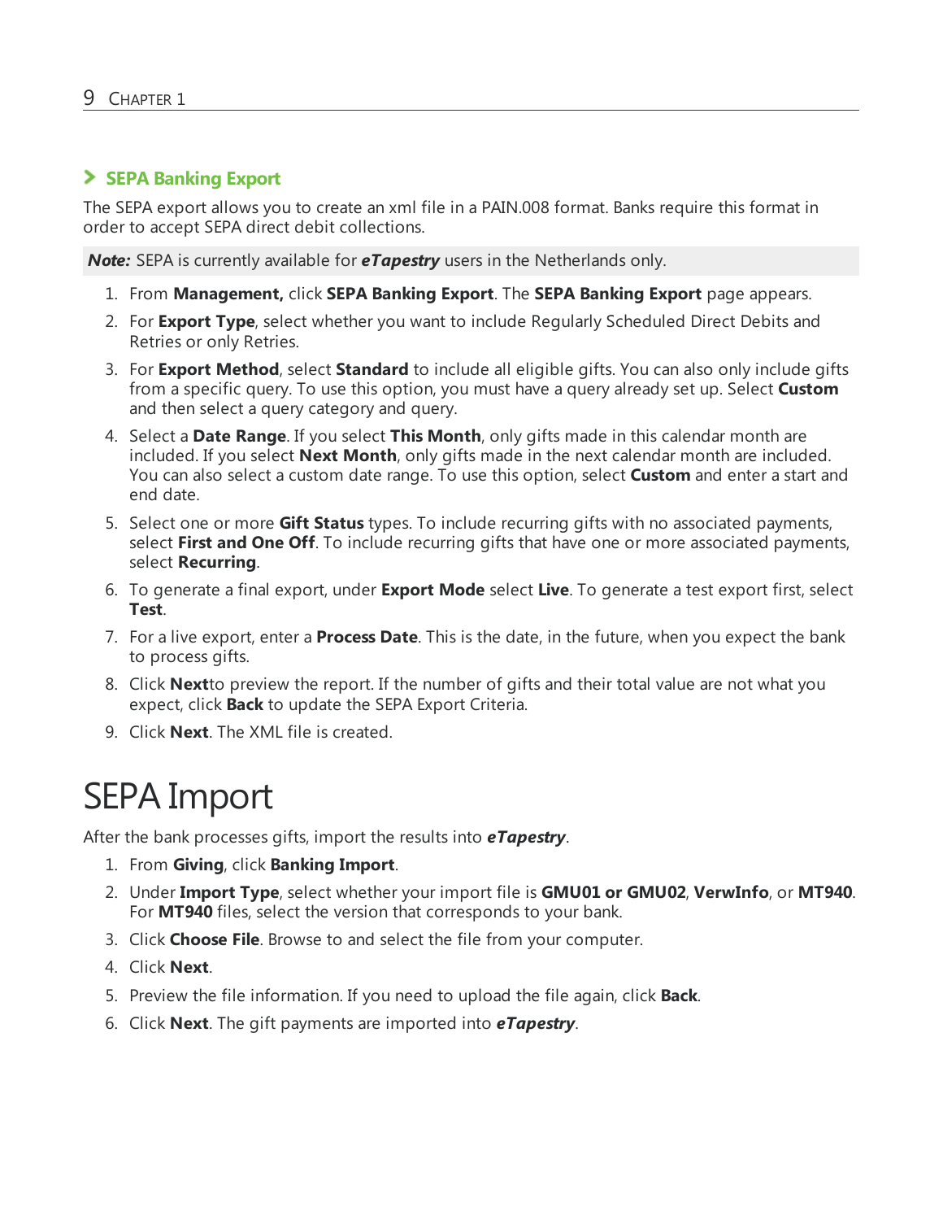### SEPA Banking Export

The SEPA export allows you to create an xml file in a PAIN.008 format. Banks require this format in order to accept SEPA direct debit collections.

***Note:*** SEPA is currently available for ***eTapestry*** users in the Netherlands only.

1. From **Management,** click **SEPA Banking Export**. The **SEPA Banking Export** page appears.
2. For **Export Type**, select whether you want to include Regularly Scheduled Direct Debits and Retries or only Retries.
3. For **Export Method**, select **Standard** to include all eligible gifts. You can also only include gifts from a specific query. To use this option, you must have a query already set up. Select **Custom** and then select a query category and query.
4. Select a **Date Range**. If you select **This Month**, only gifts made in this calendar month are included. If you select **Next Month**, only gifts made in the next calendar month are included. You can also select a custom date range. To use this option, select **Custom** and enter a start and end date.
5. Select one or more **Gift Status** types. To include recurring gifts with no associated payments, select **First and One Off**. To include recurring gifts that have one or more associated payments, select **Recurring**.
6. To generate a final export, under **Export Mode** select **Live**. To generate a test export first, select **Test**.
7. For a live export, enter a **Process Date**. This is the date, in the future, when you expect the bank to process gifts.
8. Click **Next**to preview the report. If the number of gifts and their total value are not what you expect, click **Back** to update the SEPA Export Criteria.
9. Click **Next**. The XML file is created.

# SEPA Import

After the bank processes gifts, import the results into ***eTapestry***.

1. From **Giving**, click **Banking Import**.
2. Under **Import Type**, select whether your import file is **GMU01 or GMU02**, **VerwInfo**, or **MT940**. For **MT940** files, select the version that corresponds to your bank.
3. Click **Choose File**. Browse to and select the file from your computer.
4. Click **Next**.
5. Preview the file information. If you need to upload the file again, click **Back**.
6. Click **Next**. The gift payments are imported into ***eTapestry***.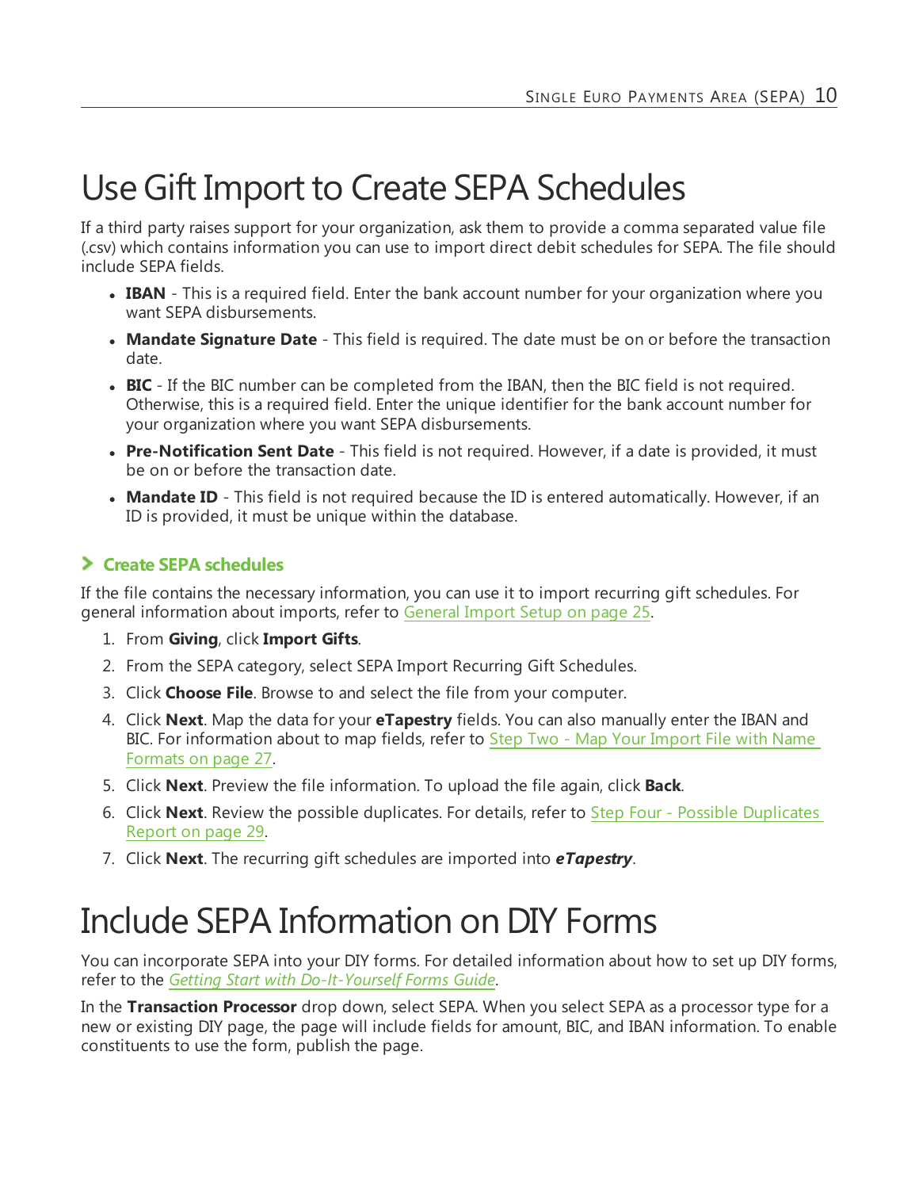# Use Gift Import to Create SEPA Schedules

If a third party raises support for your organization, ask them to provide a comma separated value file (.csv) which contains information you can use to import direct debit schedules for SEPA. The file should include SEPA fields.

- **IBAN** - This is a required field. Enter the bank account number for your organization where you want SEPA disbursements.
- **Mandate Signature Date** - This field is required. The date must be on or before the transaction date.
- **BIC** - If the BIC number can be completed from the IBAN, then the BIC field is not required. Otherwise, this is a required field. Enter the unique identifier for the bank account number for your organization where you want SEPA disbursements.
- **Pre-Notification Sent Date** - This field is not required. However, if a date is provided, it must be on or before the transaction date.
- **Mandate ID** - This field is not required because the ID is entered automatically. However, if an ID is provided, it must be unique within the database.

### Create SEPA schedules

If the file contains the necessary information, you can use it to import recurring gift schedules. For general information about imports, refer to General Import Setup on page 25.

1. From **Giving**, click **Import Gifts**.
2. From the SEPA category, select SEPA Import Recurring Gift Schedules.
3. Click **Choose File**. Browse to and select the file from your computer.
4. Click **Next**. Map the data for your **eTapestry** fields. You can also manually enter the IBAN and BIC. For information about to map fields, refer to Step Two - Map Your Import File with Name Formats on page 27.
5. Click **Next**. Preview the file information. To upload the file again, click **Back**.
6. Click **Next**. Review the possible duplicates. For details, refer to Step Four - Possible Duplicates Report on page 29.
7. Click **Next**. The recurring gift schedules are imported into ***eTapestry***.

# Include SEPA Information on DIY Forms

You can incorporate SEPA into your DIY forms. For detailed information about how to set up DIY forms, refer to the *Getting Start with Do-It-Yourself Forms Guide*.

In the **Transaction Processor** drop down, select SEPA. When you select SEPA as a processor type for a new or existing DIY page, the page will include fields for amount, BIC, and IBAN information. To enable constituents to use the form, publish the page.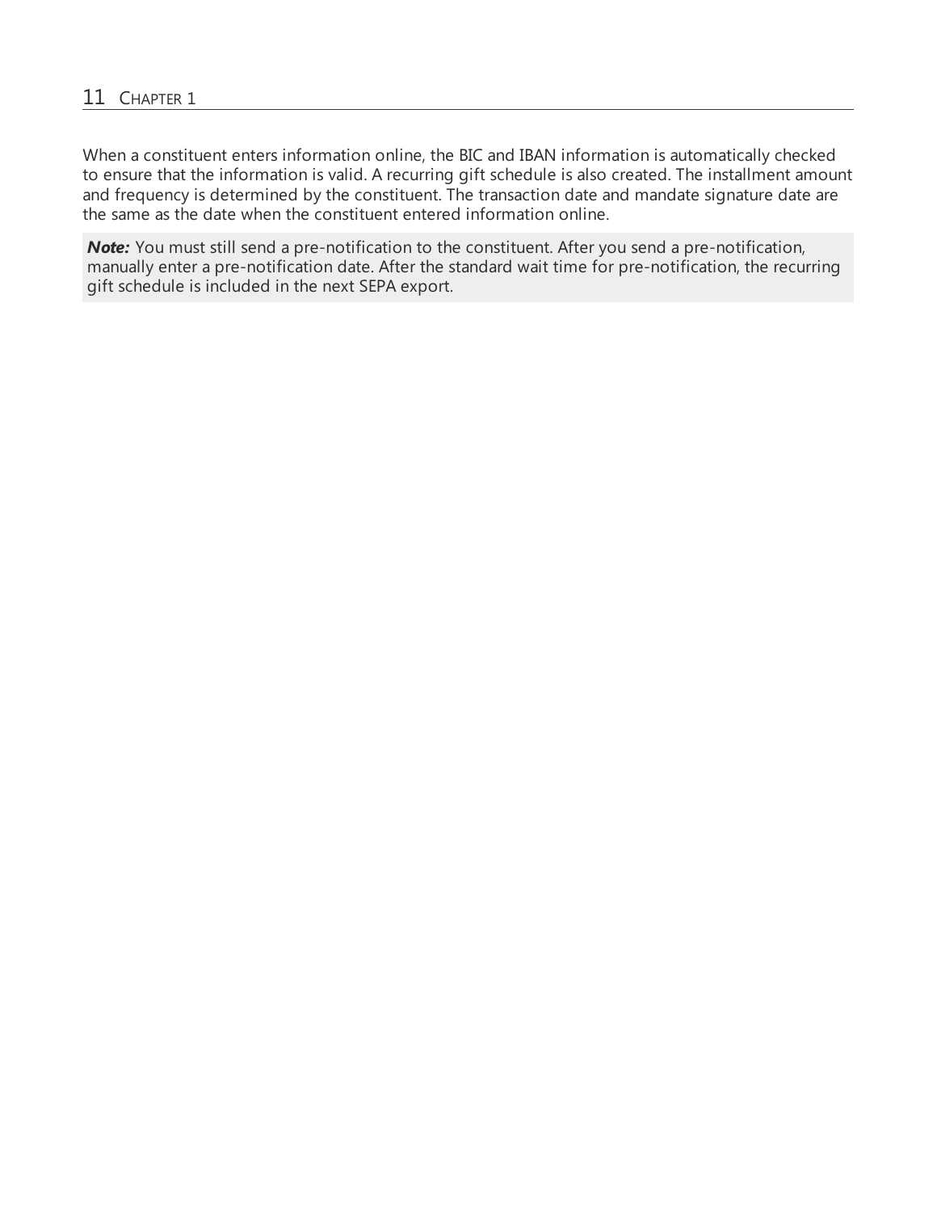When a constituent enters information online, the BIC and IBAN information is automatically checked to ensure that the information is valid. A recurring gift schedule is also created. The installment amount and frequency is determined by the constituent. The transaction date and mandate signature date are the same as the date when the constituent entered information online.

***Note:*** You must still send a pre-notification to the constituent. After you send a pre-notification, manually enter a pre-notification date. After the standard wait time for pre-notification, the recurring gift schedule is included in the next SEPA export.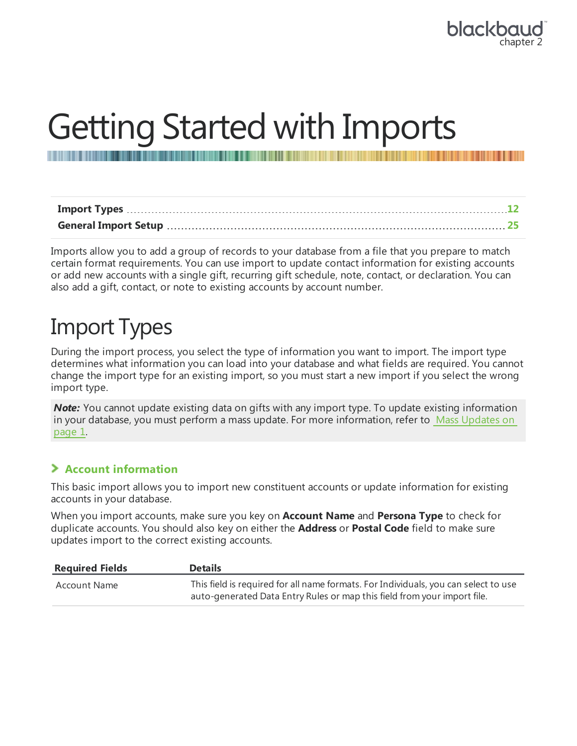# Getting Started with Imports

| | |
|---|---|
| **Import Types** | **12** |
| **General Import Setup** | **25** |

Imports allow you to add a group of records to your database from a file that you prepare to match certain format requirements. You can use import to update contact information for existing accounts or add new accounts with a single gift, recurring gift schedule, note, contact, or declaration. You can also add a gift, contact, or note to existing accounts by account number.

## Import Types

During the import process, you select the type of information you want to import. The import type determines what information you can load into your database and what fields are required. You cannot change the import type for an existing import, so you must start a new import if you select the wrong import type.

***Note:*** You cannot update existing data on gifts with any import type. To update existing information in your database, you must perform a mass update. For more information, refer to Mass Updates on page 1.

### Account information

This basic import allows you to import new constituent accounts or update information for existing accounts in your database.

When you import accounts, make sure you key on **Account Name** and **Persona Type** to check for duplicate accounts. You should also key on either the **Address** or **Postal Code** field to make sure updates import to the correct existing accounts.

| Required Fields | Details |
|---|---|
| Account Name | This field is required for all name formats. For Individuals, you can select to use auto-generated Data Entry Rules or map this field from your import file. |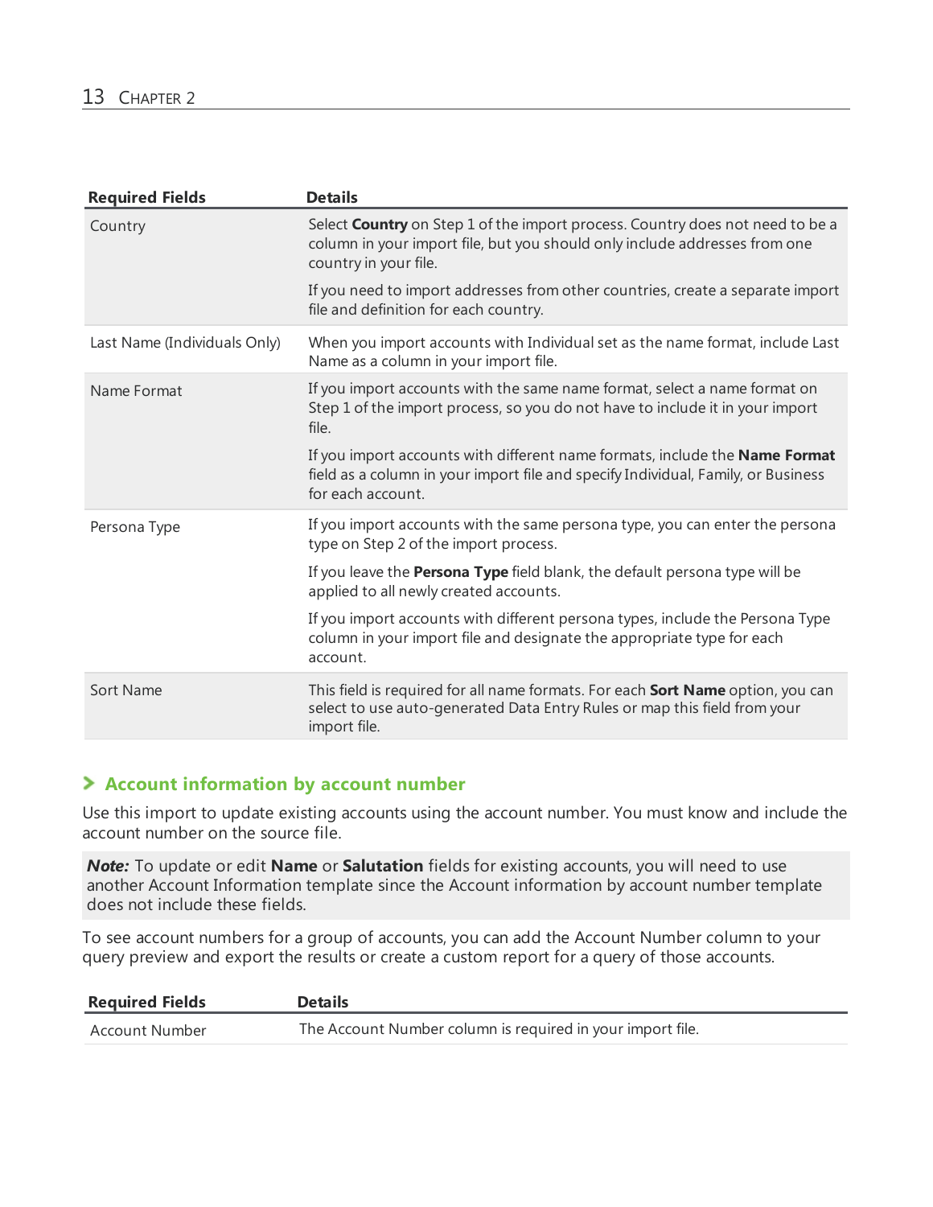| Required Fields | Details |
| --- | --- |
| Country | Select **Country** on Step 1 of the import process. Country does not need to be a column in your import file, but you should only include addresses from one country in your file.<br><br>If you need to import addresses from other countries, create a separate import file and definition for each country. |
| Last Name (Individuals Only) | When you import accounts with Individual set as the name format, include Last Name as a column in your import file. |
| Name Format | If you import accounts with the same name format, select a name format on Step 1 of the import process, so you do not have to include it in your import file.<br><br>If you import accounts with different name formats, include the **Name Format** field as a column in your import file and specify Individual, Family, or Business for each account. |
| Persona Type | If you import accounts with the same persona type, you can enter the persona type on Step 2 of the import process.<br><br>If you leave the **Persona Type** field blank, the default persona type will be applied to all newly created accounts.<br><br>If you import accounts with different persona types, include the Persona Type column in your import file and designate the appropriate type for each account. |
| Sort Name | This field is required for all name formats. For each **Sort Name** option, you can select to use auto-generated Data Entry Rules or map this field from your import file. |

### Account information by account number

Use this import to update existing accounts using the account number. You must know and include the account number on the source file.

***Note:*** To update or edit **Name** or **Salutation** fields for existing accounts, you will need to use another Account Information template since the Account information by account number template does not include these fields.

To see account numbers for a group of accounts, you can add the Account Number column to your query preview and export the results or create a custom report for a query of those accounts.

| Required Fields | Details |
| --- | --- |
| Account Number | The Account Number column is required in your import file. |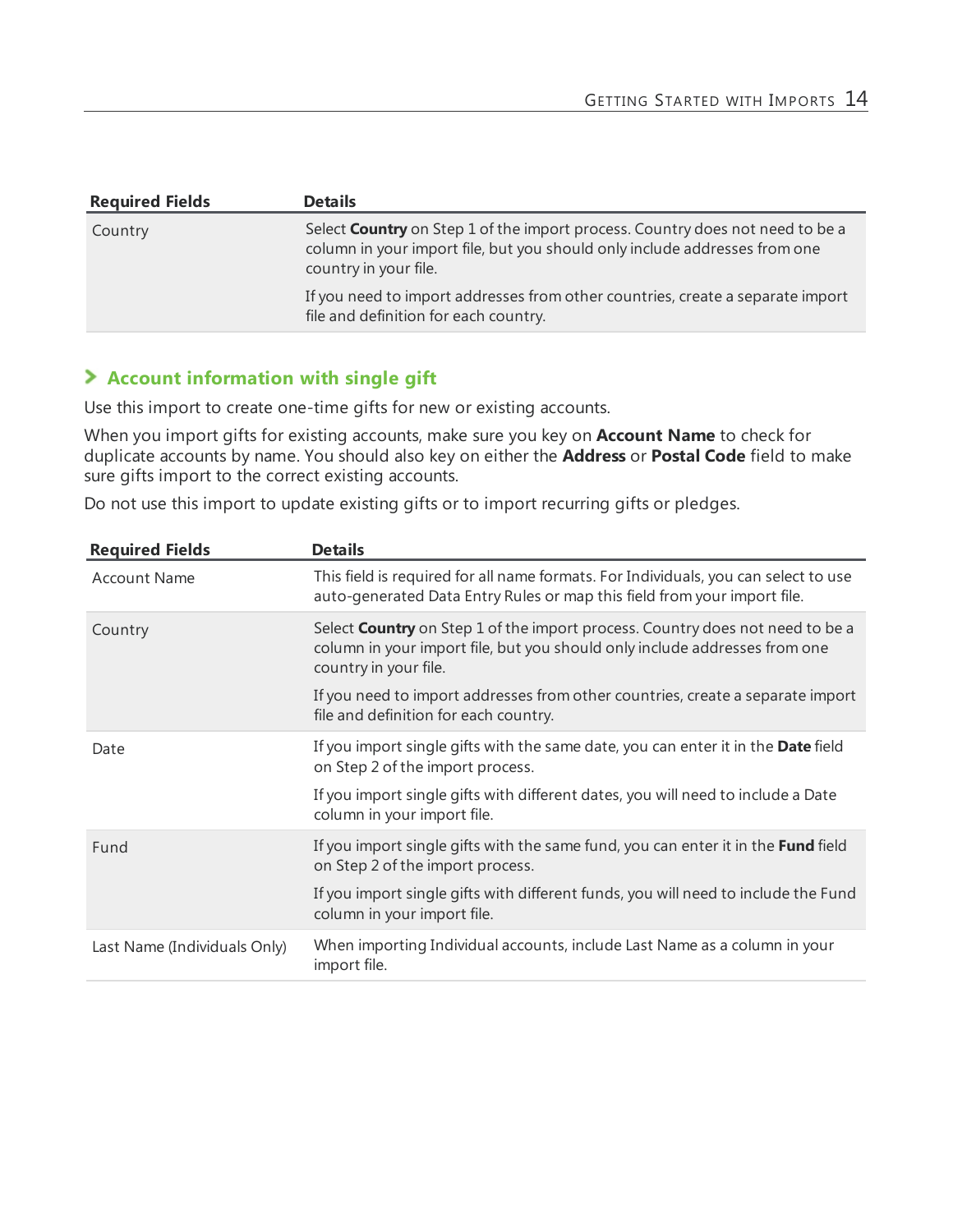| Required Fields | Details |
| --- | --- |
| Country | Select **Country** on Step 1 of the import process. Country does not need to be a column in your import file, but you should only include addresses from one country in your file.<br><br>If you need to import addresses from other countries, create a separate import file and definition for each country. |

### Account information with single gift

Use this import to create one-time gifts for new or existing accounts.

When you import gifts for existing accounts, make sure you key on **Account Name** to check for duplicate accounts by name. You should also key on either the **Address** or **Postal Code** field to make sure gifts import to the correct existing accounts.

Do not use this import to update existing gifts or to import recurring gifts or pledges.

| Required Fields | Details |
| --- | --- |
| Account Name | This field is required for all name formats. For Individuals, you can select to use auto-generated Data Entry Rules or map this field from your import file. |
| Country | Select **Country** on Step 1 of the import process. Country does not need to be a column in your import file, but you should only include addresses from one country in your file.<br><br>If you need to import addresses from other countries, create a separate import file and definition for each country. |
| Date | If you import single gifts with the same date, you can enter it in the **Date** field on Step 2 of the import process.<br><br>If you import single gifts with different dates, you will need to include a Date column in your import file. |
| Fund | If you import single gifts with the same fund, you can enter it in the **Fund** field on Step 2 of the import process.<br><br>If you import single gifts with different funds, you will need to include the Fund column in your import file. |
| Last Name (Individuals Only) | When importing Individual accounts, include Last Name as a column in your import file. |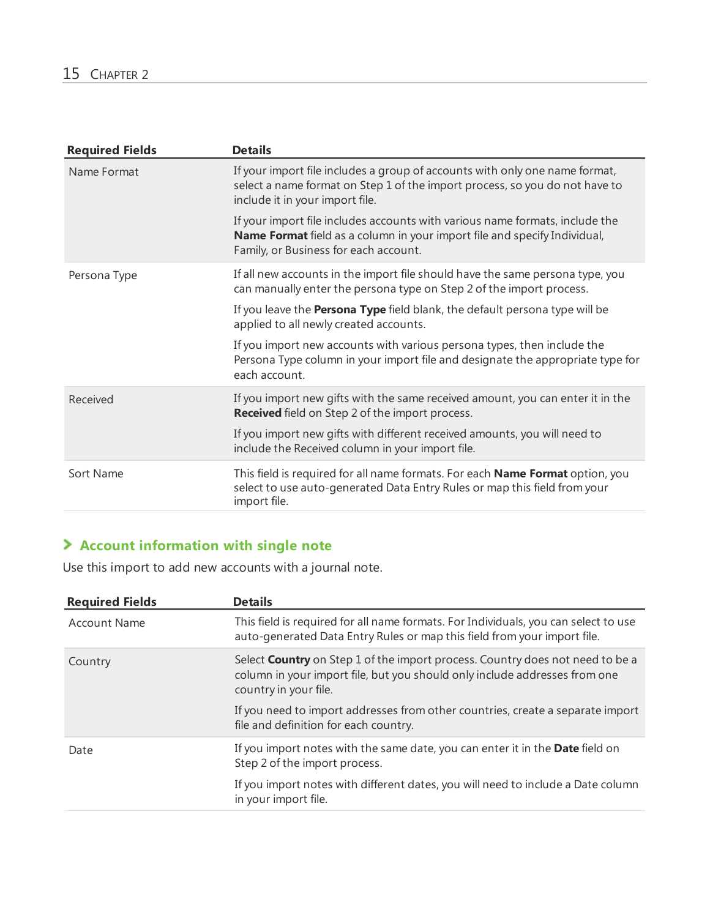| Required Fields | Details |
| --- | --- |
| Name Format | If your import file includes a group of accounts with only one name format, select a name format on Step 1 of the import process, so you do not have to include it in your import file.<br><br>If your import file includes accounts with various name formats, include the **Name Format** field as a column in your import file and specify Individual, Family, or Business for each account. |
| Persona Type | If all new accounts in the import file should have the same persona type, you can manually enter the persona type on Step 2 of the import process.<br><br>If you leave the **Persona Type** field blank, the default persona type will be applied to all newly created accounts.<br><br>If you import new accounts with various persona types, then include the Persona Type column in your import file and designate the appropriate type for each account. |
| Received | If you import new gifts with the same received amount, you can enter it in the **Received** field on Step 2 of the import process.<br><br>If you import new gifts with different received amounts, you will need to include the Received column in your import file. |
| Sort Name | This field is required for all name formats. For each **Name Format** option, you select to use auto-generated Data Entry Rules or map this field from your import file. |

## Account information with single note

Use this import to add new accounts with a journal note.

| Required Fields | Details |
| --- | --- |
| Account Name | This field is required for all name formats. For Individuals, you can select to use auto-generated Data Entry Rules or map this field from your import file. |
| Country | Select **Country** on Step 1 of the import process. Country does not need to be a column in your import file, but you should only include addresses from one country in your file.<br><br>If you need to import addresses from other countries, create a separate import file and definition for each country. |
| Date | If you import notes with the same date, you can enter it in the **Date** field on Step 2 of the import process.<br><br>If you import notes with different dates, you will need to include a Date column in your import file. |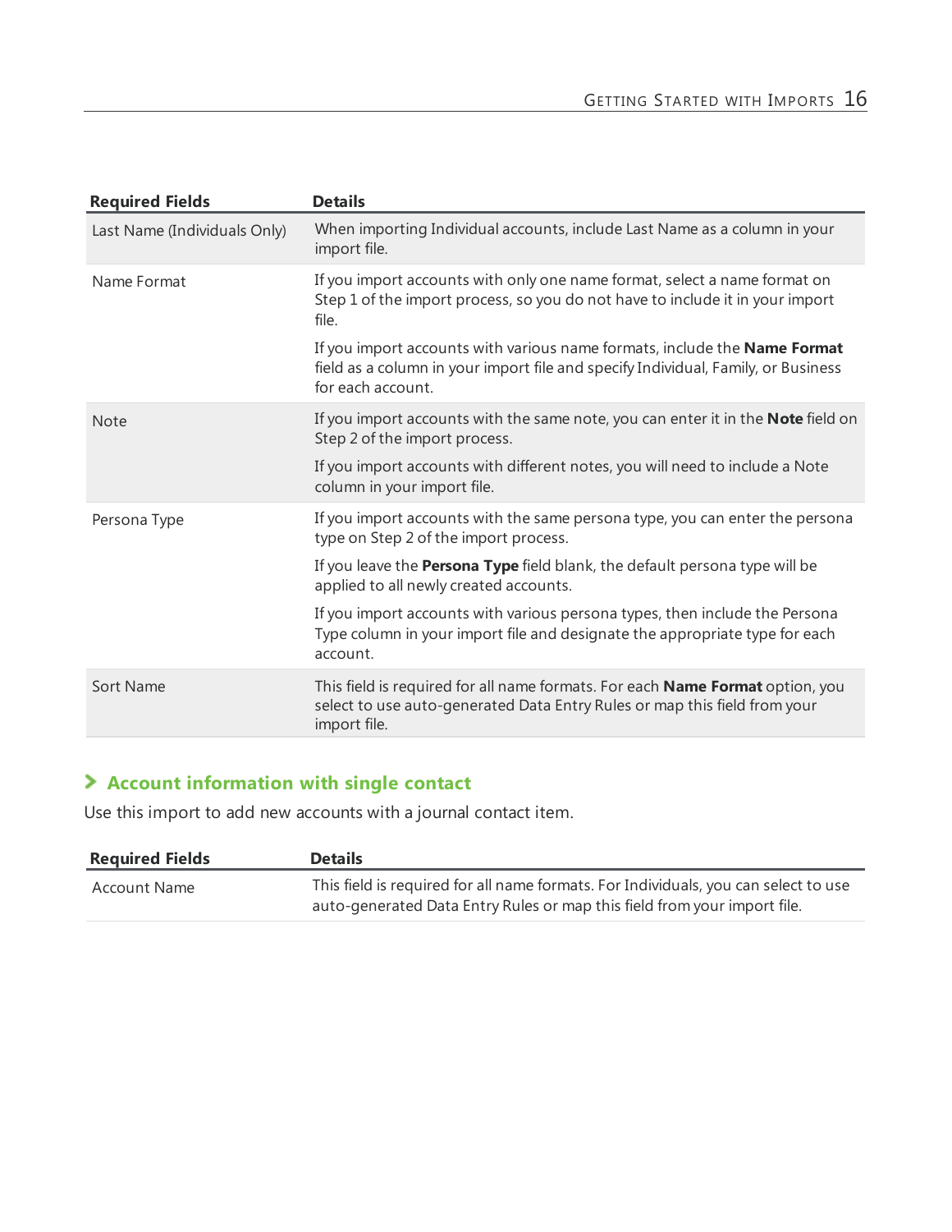| Required Fields | Details |
|---|---|
| Last Name (Individuals Only) | When importing Individual accounts, include Last Name as a column in your import file. |
| Name Format | If you import accounts with only one name format, select a name format on Step 1 of the import process, so you do not have to include it in your import file.<br><br>If you import accounts with various name formats, include the **Name Format** field as a column in your import file and specify Individual, Family, or Business for each account. |
| Note | If you import accounts with the same note, you can enter it in the **Note** field on Step 2 of the import process.<br><br>If you import accounts with different notes, you will need to include a Note column in your import file. |
| Persona Type | If you import accounts with the same persona type, you can enter the persona type on Step 2 of the import process.<br><br>If you leave the **Persona Type** field blank, the default persona type will be applied to all newly created accounts.<br><br>If you import accounts with various persona types, then include the Persona Type column in your import file and designate the appropriate type for each account. |
| Sort Name | This field is required for all name formats. For each **Name Format** option, you select to use auto-generated Data Entry Rules or map this field from your import file. |

## Account information with single contact

Use this import to add new accounts with a journal contact item.

| Required Fields | Details |
|---|---|
| Account Name | This field is required for all name formats. For Individuals, you can select to use auto-generated Data Entry Rules or map this field from your import file. |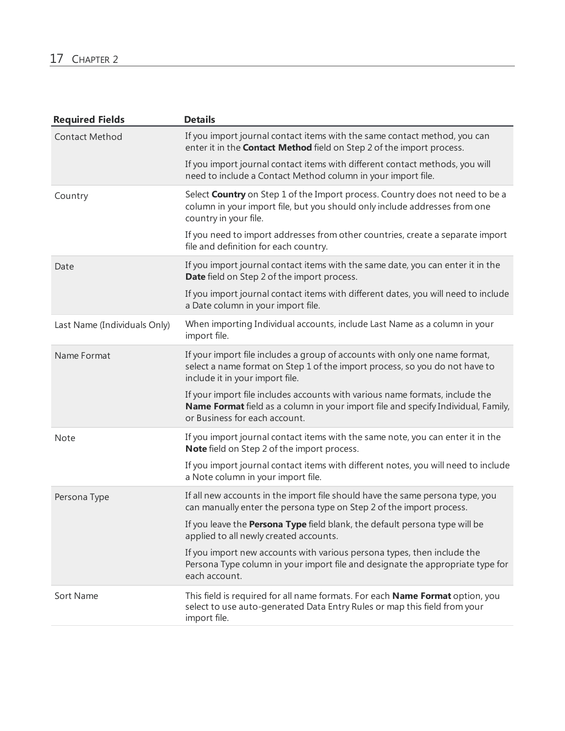| Required Fields | Details |
| --- | --- |
| Contact Method | If you import journal contact items with the same contact method, you can enter it in the **Contact Method** field on Step 2 of the import process.<br><br>If you import journal contact items with different contact methods, you will need to include a Contact Method column in your import file. |
| Country | Select **Country** on Step 1 of the Import process. Country does not need to be a column in your import file, but you should only include addresses from one country in your file.<br><br>If you need to import addresses from other countries, create a separate import file and definition for each country. |
| Date | If you import journal contact items with the same date, you can enter it in the **Date** field on Step 2 of the import process.<br><br>If you import journal contact items with different dates, you will need to include a Date column in your import file. |
| Last Name (Individuals Only) | When importing Individual accounts, include Last Name as a column in your import file. |
| Name Format | If your import file includes a group of accounts with only one name format, select a name format on Step 1 of the import process, so you do not have to include it in your import file.<br><br>If your import file includes accounts with various name formats, include the **Name Format** field as a column in your import file and specify Individual, Family, or Business for each account. |
| Note | If you import journal contact items with the same note, you can enter it in the **Note** field on Step 2 of the import process.<br><br>If you import journal contact items with different notes, you will need to include a Note column in your import file. |
| Persona Type | If all new accounts in the import file should have the same persona type, you can manually enter the persona type on Step 2 of the import process.<br><br>If you leave the **Persona Type** field blank, the default persona type will be applied to all newly created accounts.<br><br>If you import new accounts with various persona types, then include the Persona Type column in your import file and designate the appropriate type for each account. |
| Sort Name | This field is required for all name formats. For each **Name Format** option, you select to use auto-generated Data Entry Rules or map this field from your import file. |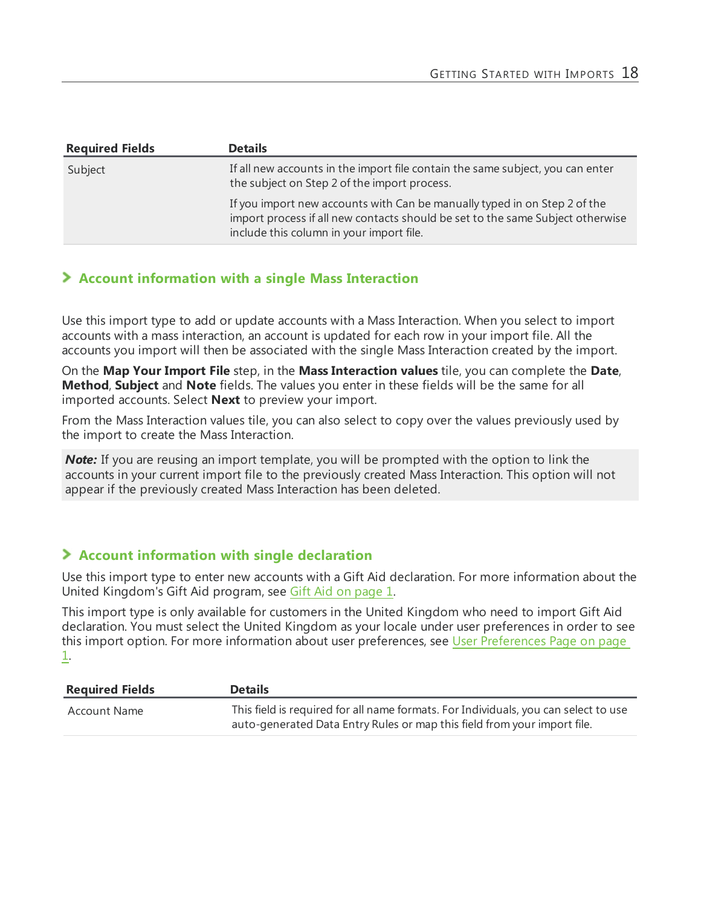| Required Fields | Details |
|---|---|
| Subject | If all new accounts in the import file contain the same subject, you can enter the subject on Step 2 of the import process.<br><br>If you import new accounts with Can be manually typed in on Step 2 of the import process if all new contacts should be set to the same Subject otherwise include this column in your import file. |

## Account information with a single Mass Interaction

Use this import type to add or update accounts with a Mass Interaction. When you select to import accounts with a mass interaction, an account is updated for each row in your import file. All the accounts you import will then be associated with the single Mass Interaction created by the import.

On the **Map Your Import File** step, in the **Mass Interaction values** tile, you can complete the **Date**, **Method**, **Subject** and **Note** fields. The values you enter in these fields will be the same for all imported accounts. Select **Next** to preview your import.

From the Mass Interaction values tile, you can also select to copy over the values previously used by the import to create the Mass Interaction.

> ***Note:*** If you are reusing an import template, you will be prompted with the option to link the accounts in your current import file to the previously created Mass Interaction. This option will not appear if the previously created Mass Interaction has been deleted.

## Account information with single declaration

Use this import type to enter new accounts with a Gift Aid declaration. For more information about the United Kingdom's Gift Aid program, see Gift Aid on page 1.

This import type is only available for customers in the United Kingdom who need to import Gift Aid declaration. You must select the United Kingdom as your locale under user preferences in order to see this import option. For more information about user preferences, see User Preferences Page on page 1.

| Required Fields | Details |
|---|---|
| Account Name | This field is required for all name formats. For Individuals, you can select to use auto-generated Data Entry Rules or map this field from your import file. |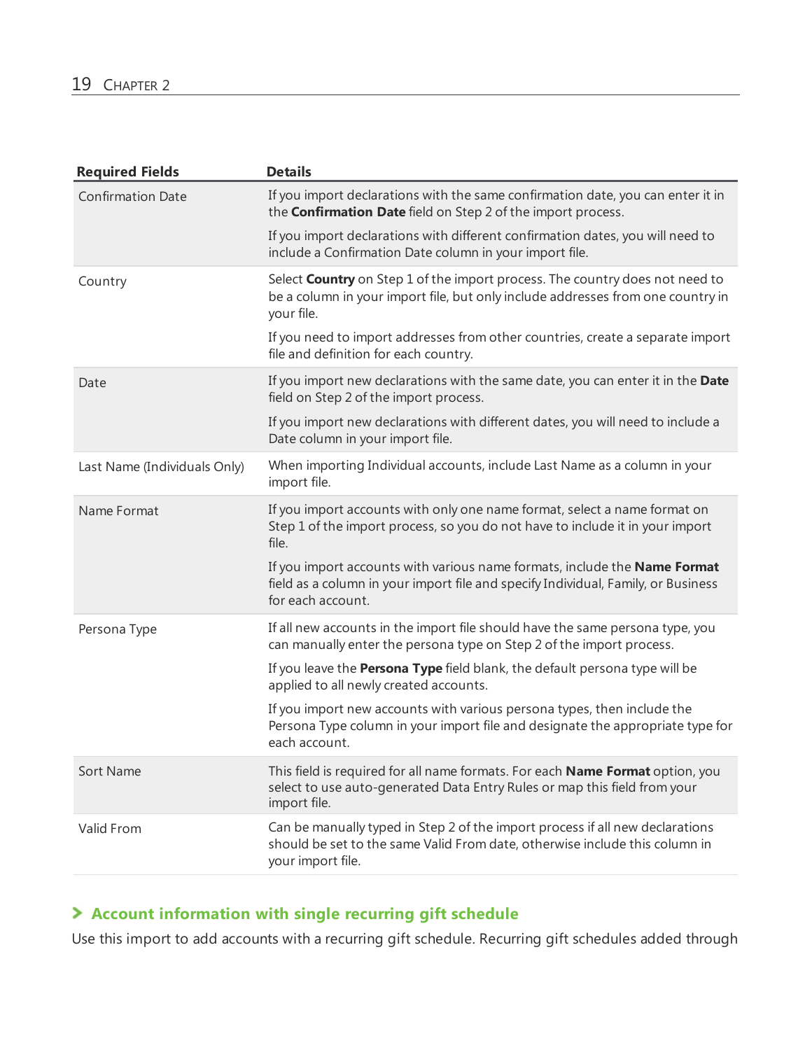| Required Fields | Details |
| --- | --- |
| Confirmation Date | If you import declarations with the same confirmation date, you can enter it in the **Confirmation Date** field on Step 2 of the import process.<br><br>If you import declarations with different confirmation dates, you will need to include a Confirmation Date column in your import file. |
| Country | Select **Country** on Step 1 of the import process. The country does not need to be a column in your import file, but only include addresses from one country in your file.<br><br>If you need to import addresses from other countries, create a separate import file and definition for each country. |
| Date | If you import new declarations with the same date, you can enter it in the **Date** field on Step 2 of the import process.<br><br>If you import new declarations with different dates, you will need to include a Date column in your import file. |
| Last Name (Individuals Only) | When importing Individual accounts, include Last Name as a column in your import file. |
| Name Format | If you import accounts with only one name format, select a name format on Step 1 of the import process, so you do not have to include it in your import file.<br><br>If you import accounts with various name formats, include the **Name Format** field as a column in your import file and specify Individual, Family, or Business for each account. |
| Persona Type | If all new accounts in the import file should have the same persona type, you can manually enter the persona type on Step 2 of the import process.<br><br>If you leave the **Persona Type** field blank, the default persona type will be applied to all newly created accounts.<br><br>If you import new accounts with various persona types, then include the Persona Type column in your import file and designate the appropriate type for each account. |
| Sort Name | This field is required for all name formats. For each **Name Format** option, you select to use auto-generated Data Entry Rules or map this field from your import file. |
| Valid From | Can be manually typed in Step 2 of the import process if all new declarations should be set to the same Valid From date, otherwise include this column in your import file. |

### Account information with single recurring gift schedule

Use this import to add accounts with a recurring gift schedule. Recurring gift schedules added through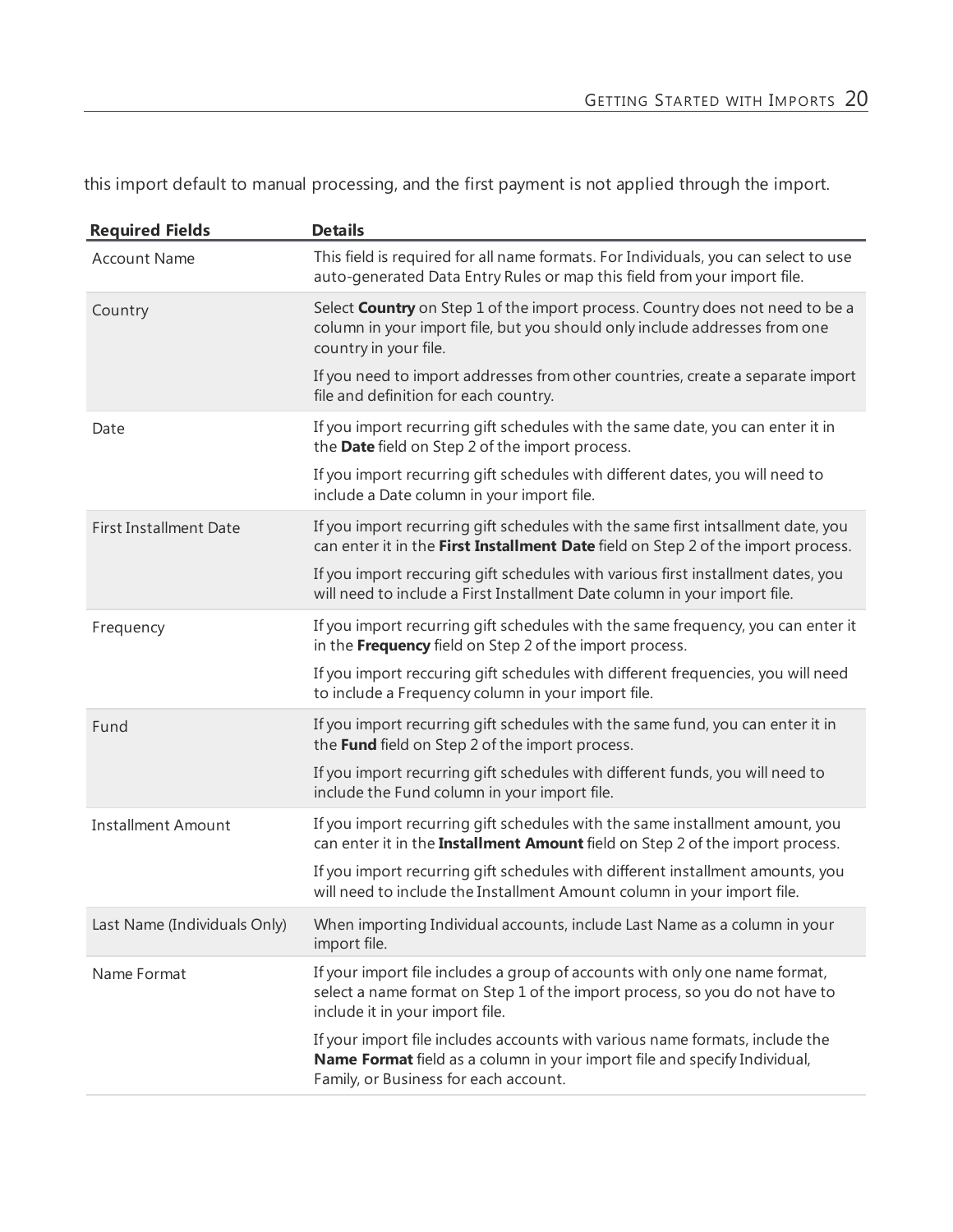this import default to manual processing, and the first payment is not applied through the import.

| Required Fields | Details |
| --- | --- |
| Account Name | This field is required for all name formats. For Individuals, you can select to use auto-generated Data Entry Rules or map this field from your import file. |
| Country | Select **Country** on Step 1 of the import process. Country does not need to be a column in your import file, but you should only include addresses from one country in your file.<br><br>If you need to import addresses from other countries, create a separate import file and definition for each country. |
| Date | If you import recurring gift schedules with the same date, you can enter it in the **Date** field on Step 2 of the import process.<br><br>If you import recurring gift schedules with different dates, you will need to include a Date column in your import file. |
| First Installment Date | If you import recurring gift schedules with the same first intsallment date, you can enter it in the **First Installment Date** field on Step 2 of the import process.<br><br>If you import reccuring gift schedules with various first installment dates, you will need to include a First Installment Date column in your import file. |
| Frequency | If you import recurring gift schedules with the same frequency, you can enter it in the **Frequency** field on Step 2 of the import process.<br><br>If you import reccuring gift schedules with different frequencies, you will need to include a Frequency column in your import file. |
| Fund | If you import recurring gift schedules with the same fund, you can enter it in the **Fund** field on Step 2 of the import process.<br><br>If you import recurring gift schedules with different funds, you will need to include the Fund column in your import file. |
| Installment Amount | If you import recurring gift schedules with the same installment amount, you can enter it in the **Installment Amount** field on Step 2 of the import process.<br><br>If you import recurring gift schedules with different installment amounts, you will need to include the Installment Amount column in your import file. |
| Last Name (Individuals Only) | When importing Individual accounts, include Last Name as a column in your import file. |
| Name Format | If your import file includes a group of accounts with only one name format, select a name format on Step 1 of the import process, so you do not have to include it in your import file.<br><br>If your import file includes accounts with various name formats, include the **Name Format** field as a column in your import file and specify Individual, Family, or Business for each account. |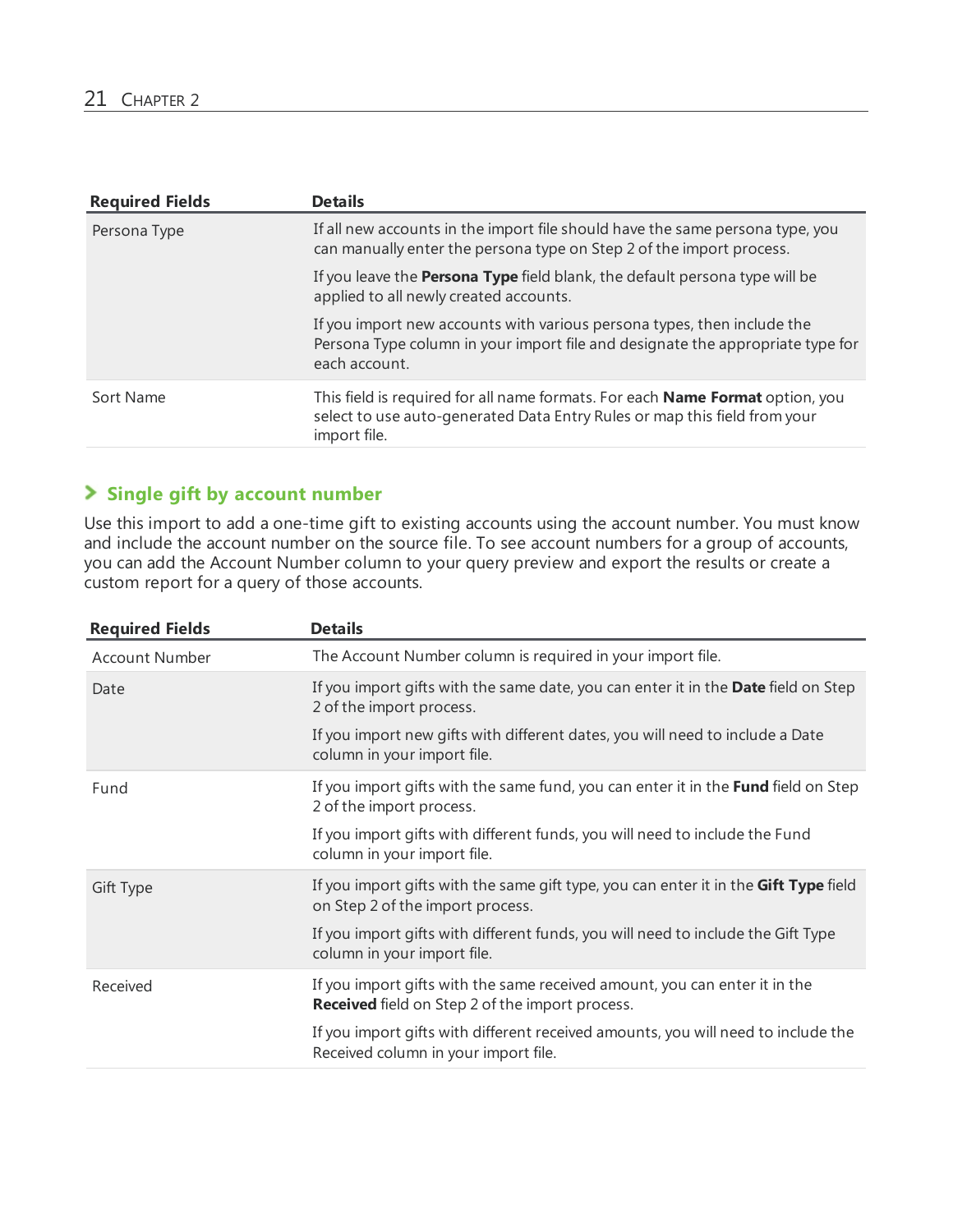| Required Fields | Details |
| --- | --- |
| Persona Type | If all new accounts in the import file should have the same persona type, you can manually enter the persona type on Step 2 of the import process.<br><br>If you leave the **Persona Type** field blank, the default persona type will be applied to all newly created accounts.<br><br>If you import new accounts with various persona types, then include the Persona Type column in your import file and designate the appropriate type for each account. |
| Sort Name | This field is required for all name formats. For each **Name Format** option, you select to use auto-generated Data Entry Rules or map this field from your import file. |

### Single gift by account number

Use this import to add a one-time gift to existing accounts using the account number. You must know and include the account number on the source file. To see account numbers for a group of accounts, you can add the Account Number column to your query preview and export the results or create a custom report for a query of those accounts.

| Required Fields | Details |
| --- | --- |
| Account Number | The Account Number column is required in your import file. |
| Date | If you import gifts with the same date, you can enter it in the **Date** field on Step 2 of the import process.<br><br>If you import new gifts with different dates, you will need to include a Date column in your import file. |
| Fund | If you import gifts with the same fund, you can enter it in the **Fund** field on Step 2 of the import process.<br><br>If you import gifts with different funds, you will need to include the Fund column in your import file. |
| Gift Type | If you import gifts with the same gift type, you can enter it in the **Gift Type** field on Step 2 of the import process.<br><br>If you import gifts with different funds, you will need to include the Gift Type column in your import file. |
| Received | If you import gifts with the same received amount, you can enter it in the **Received** field on Step 2 of the import process.<br><br>If you import gifts with different received amounts, you will need to include the Received column in your import file. |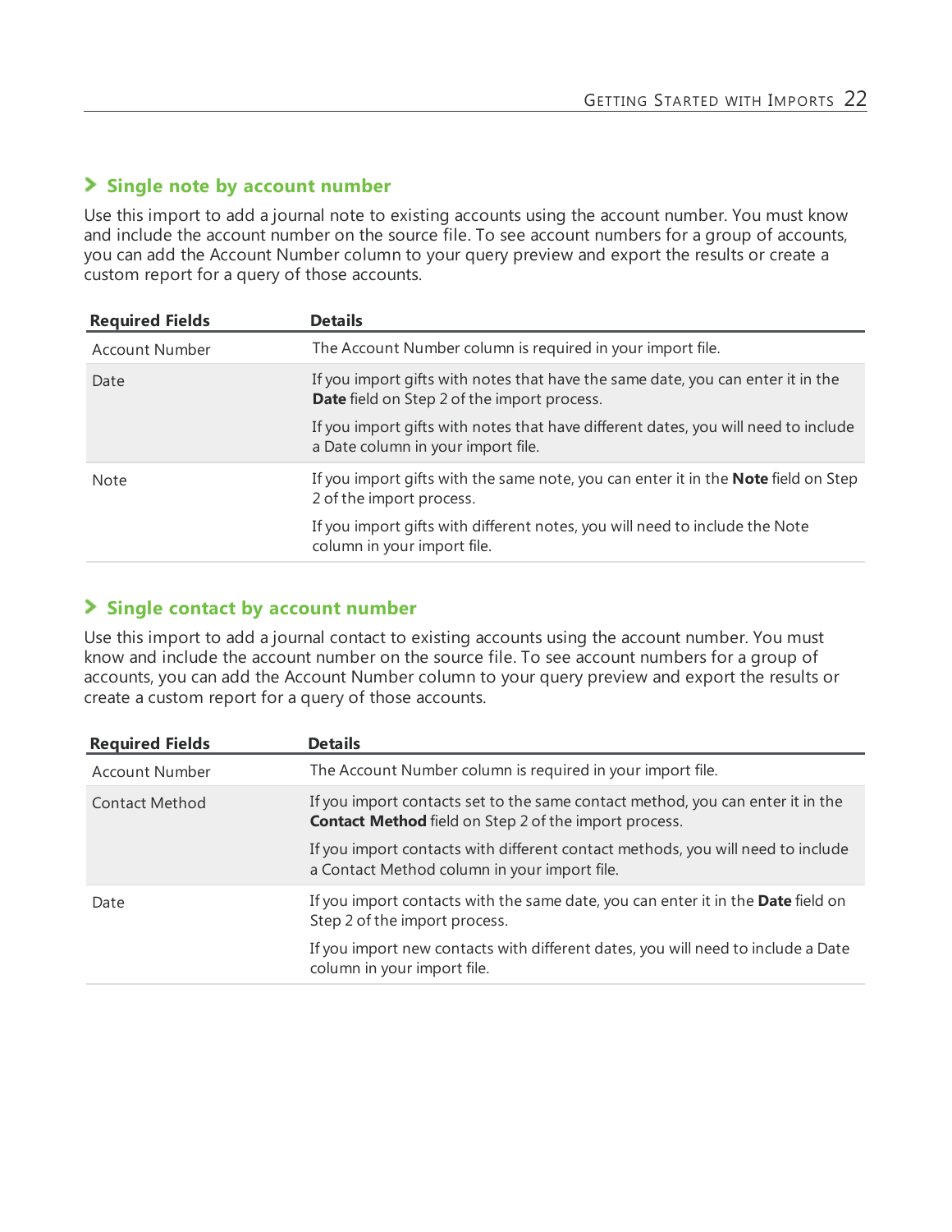## Single note by account number

Use this import to add a journal note to existing accounts using the account number. You must know and include the account number on the source file. To see account numbers for a group of accounts, you can add the Account Number column to your query preview and export the results or create a custom report for a query of those accounts.

| Required Fields | Details |
|---|---|
| Account Number | The Account Number column is required in your import file. |
| Date | If you import gifts with notes that have the same date, you can enter it in the **Date** field on Step 2 of the import process.<br><br>If you import gifts with notes that have different dates, you will need to include a Date column in your import file. |
| Note | If you import gifts with the same note, you can enter it in the **Note** field on Step 2 of the import process.<br><br>If you import gifts with different notes, you will need to include the Note column in your import file. |

## Single contact by account number

Use this import to add a journal contact to existing accounts using the account number. You must know and include the account number on the source file. To see account numbers for a group of accounts, you can add the Account Number column to your query preview and export the results or create a custom report for a query of those accounts.

| Required Fields | Details |
|---|---|
| Account Number | The Account Number column is required in your import file. |
| Contact Method | If you import contacts set to the same contact method, you can enter it in the **Contact Method** field on Step 2 of the import process.<br><br>If you import contacts with different contact methods, you will need to include a Contact Method column in your import file. |
| Date | If you import contacts with the same date, you can enter it in the **Date** field on Step 2 of the import process.<br><br>If you import new contacts with different dates, you will need to include a Date column in your import file. |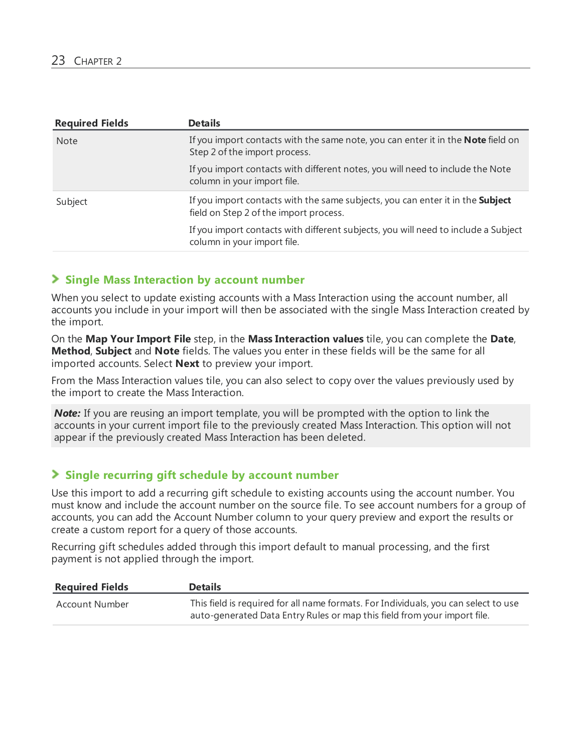| Required Fields | Details |
| --- | --- |
| Note | If you import contacts with the same note, you can enter it in the **Note** field on Step 2 of the import process.<br><br>If you import contacts with different notes, you will need to include the Note column in your import file. |
| Subject | If you import contacts with the same subjects, you can enter it in the **Subject** field on Step 2 of the import process.<br><br>If you import contacts with different subjects, you will need to include a Subject column in your import file. |

### Single Mass Interaction by account number

When you select to update existing accounts with a Mass Interaction using the account number, all accounts you include in your import will then be associated with the single Mass Interaction created by the import.

On the **Map Your Import File** step, in the **Mass Interaction values** tile, you can complete the **Date**, **Method**, **Subject** and **Note** fields. The values you enter in these fields will be the same for all imported accounts. Select **Next** to preview your import.

From the Mass Interaction values tile, you can also select to copy over the values previously used by the import to create the Mass Interaction.

> ***Note:*** If you are reusing an import template, you will be prompted with the option to link the accounts in your current import file to the previously created Mass Interaction. This option will not appear if the previously created Mass Interaction has been deleted.

### Single recurring gift schedule by account number

Use this import to add a recurring gift schedule to existing accounts using the account number. You must know and include the account number on the source file. To see account numbers for a group of accounts, you can add the Account Number column to your query preview and export the results or create a custom report for a query of those accounts.

Recurring gift schedules added through this import default to manual processing, and the first payment is not applied through the import.

| Required Fields | Details |
| --- | --- |
| Account Number | This field is required for all name formats. For Individuals, you can select to use auto-generated Data Entry Rules or map this field from your import file. |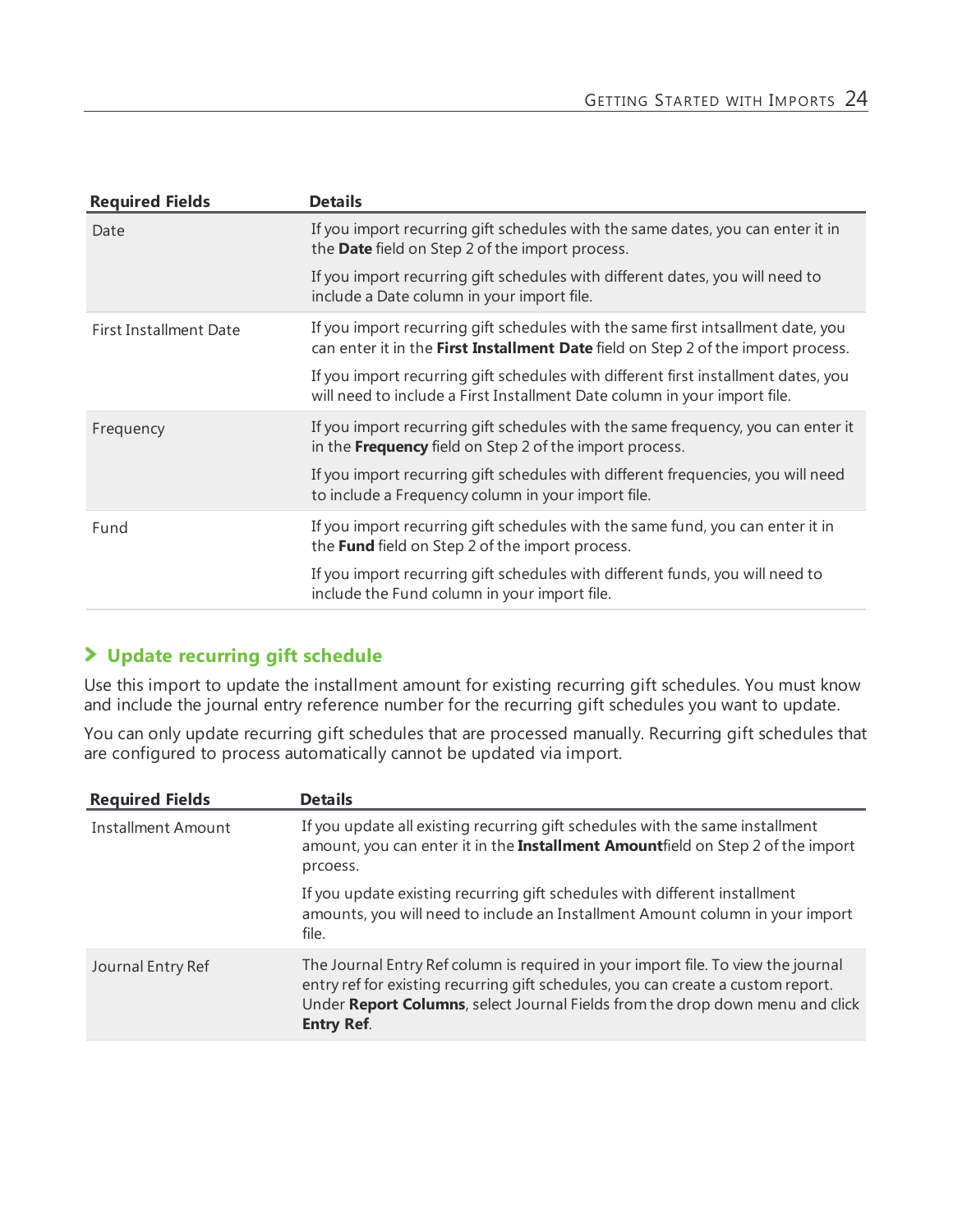| Required Fields | Details |
| --- | --- |
| Date | If you import recurring gift schedules with the same dates, you can enter it in the **Date** field on Step 2 of the import process.<br><br>If you import recurring gift schedules with different dates, you will need to include a Date column in your import file. |
| First Installment Date | If you import recurring gift schedules with the same first intsallment date, you can enter it in the **First Installment Date** field on Step 2 of the import process.<br><br>If you import recurring gift schedules with different first installment dates, you will need to include a First Installment Date column in your import file. |
| Frequency | If you import recurring gift schedules with the same frequency, you can enter it in the **Frequency** field on Step 2 of the import process.<br><br>If you import recurring gift schedules with different frequencies, you will need to include a Frequency column in your import file. |
| Fund | If you import recurring gift schedules with the same fund, you can enter it in the **Fund** field on Step 2 of the import process.<br><br>If you import recurring gift schedules with different funds, you will need to include the Fund column in your import file. |

## Update recurring gift schedule

Use this import to update the installment amount for existing recurring gift schedules. You must know and include the journal entry reference number for the recurring gift schedules you want to update.

You can only update recurring gift schedules that are processed manually. Recurring gift schedules that are configured to process automatically cannot be updated via import.

| Required Fields | Details |
| --- | --- |
| Installment Amount | If you update all existing recurring gift schedules with the same installment amount, you can enter it in the **Installment Amount**field on Step 2 of the import prcoess.<br><br>If you update existing recurring gift schedules with different installment amounts, you will need to include an Installment Amount column in your import file. |
| Journal Entry Ref | The Journal Entry Ref column is required in your import file. To view the journal entry ref for existing recurring gift schedules, you can create a custom report. Under **Report Columns**, select Journal Fields from the drop down menu and click **Entry Ref**. |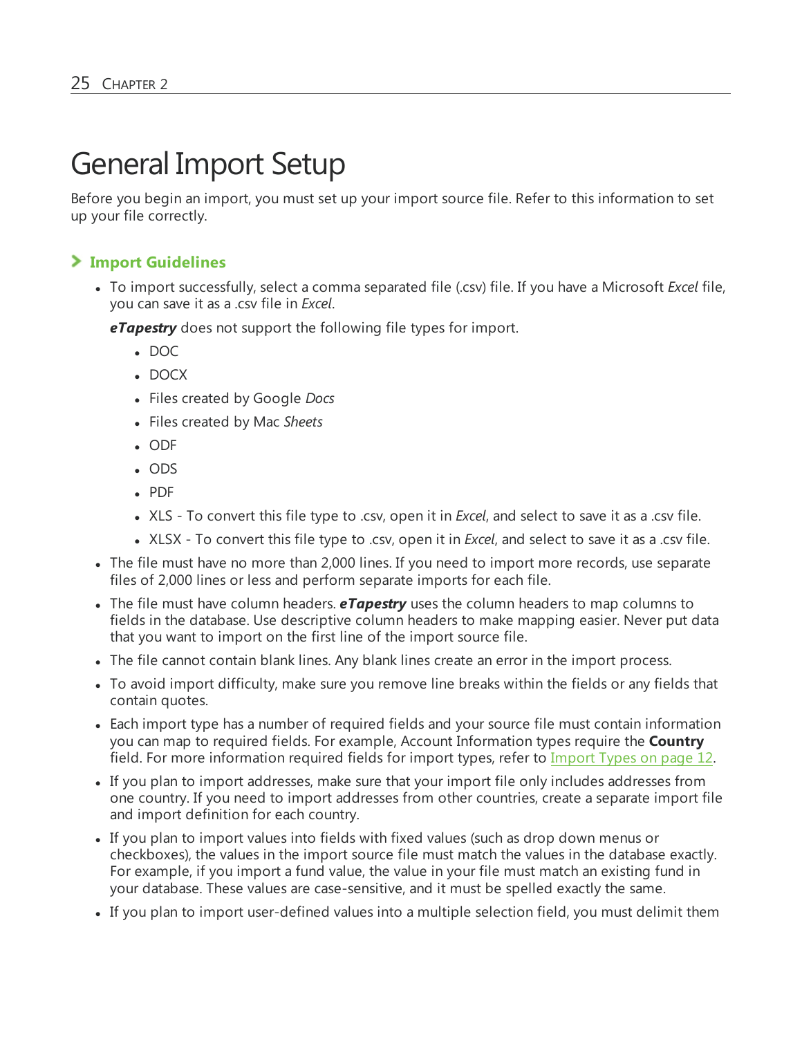# General Import Setup

Before you begin an import, you must set up your import source file. Refer to this information to set up your file correctly.

## Import Guidelines

- To import successfully, select a comma separated file (.csv) file. If you have a Microsoft *Excel* file, you can save it as a .csv file in *Excel*.

  ***eTapestry*** does not support the following file types for import.

  - DOC
  - DOCX
  - Files created by Google *Docs*
  - Files created by Mac *Sheets*
  - ODF
  - ODS
  - PDF
  - XLS - To convert this file type to .csv, open it in *Excel*, and select to save it as a .csv file.
  - XLSX - To convert this file type to .csv, open it in *Excel*, and select to save it as a .csv file.
- The file must have no more than 2,000 lines. If you need to import more records, use separate files of 2,000 lines or less and perform separate imports for each file.
- The file must have column headers. ***eTapestry*** uses the column headers to map columns to fields in the database. Use descriptive column headers to make mapping easier. Never put data that you want to import on the first line of the import source file.
- The file cannot contain blank lines. Any blank lines create an error in the import process.
- To avoid import difficulty, make sure you remove line breaks within the fields or any fields that contain quotes.
- Each import type has a number of required fields and your source file must contain information you can map to required fields. For example, Account Information types require the **Country** field. For more information required fields for import types, refer to Import Types on page 12.
- If you plan to import addresses, make sure that your import file only includes addresses from one country. If you need to import addresses from other countries, create a separate import file and import definition for each country.
- If you plan to import values into fields with fixed values (such as drop down menus or checkboxes), the values in the import source file must match the values in the database exactly. For example, if you import a fund value, the value in your file must match an existing fund in your database. These values are case-sensitive, and it must be spelled exactly the same.
- If you plan to import user-defined values into a multiple selection field, you must delimit them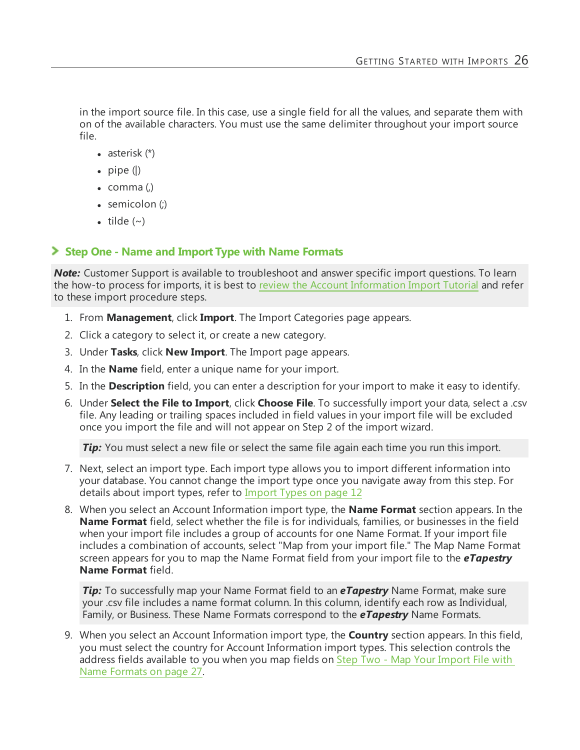in the import source file. In this case, use a single field for all the values, and separate them with on of the available characters. You must use the same delimiter throughout your import source file.

- asterisk (*)
- pipe (|)
- comma (,)
- semicolon (;)
- tilde (~)

## Step One - Name and Import Type with Name Formats

***Note:*** Customer Support is available to troubleshoot and answer specific import questions. To learn the how-to process for imports, it is best to review the Account Information Import Tutorial and refer to these import procedure steps.

1. From **Management**, click **Import**. The Import Categories page appears.
2. Click a category to select it, or create a new category.
3. Under **Tasks**, click **New Import**. The Import page appears.
4. In the **Name** field, enter a unique name for your import.
5. In the **Description** field, you can enter a description for your import to make it easy to identify.
6. Under **Select the File to Import**, click **Choose File**. To successfully import your data, select a .csv file. Any leading or trailing spaces included in field values in your import file will be excluded once you import the file and will not appear on Step 2 of the import wizard.

   ***Tip:*** You must select a new file or select the same file again each time you run this import.

7. Next, select an import type. Each import type allows you to import different information into your database. You cannot change the import type once you navigate away from this step. For details about import types, refer to Import Types on page 12
8. When you select an Account Information import type, the **Name Format** section appears. In the **Name Format** field, select whether the file is for individuals, families, or businesses in the field when your import file includes a group of accounts for one Name Format. If your import file includes a combination of accounts, select "Map from your import file." The Map Name Format screen appears for you to map the Name Format field from your import file to the ***eTapestry*** **Name Format** field.

   ***Tip:*** To successfully map your Name Format field to an ***eTapestry*** Name Format, make sure your .csv file includes a name format column. In this column, identify each row as Individual, Family, or Business. These Name Formats correspond to the ***eTapestry*** Name Formats.

9. When you select an Account Information import type, the **Country** section appears. In this field, you must select the country for Account Information import types. This selection controls the address fields available to you when you map fields on Step Two - Map Your Import File with Name Formats on page 27.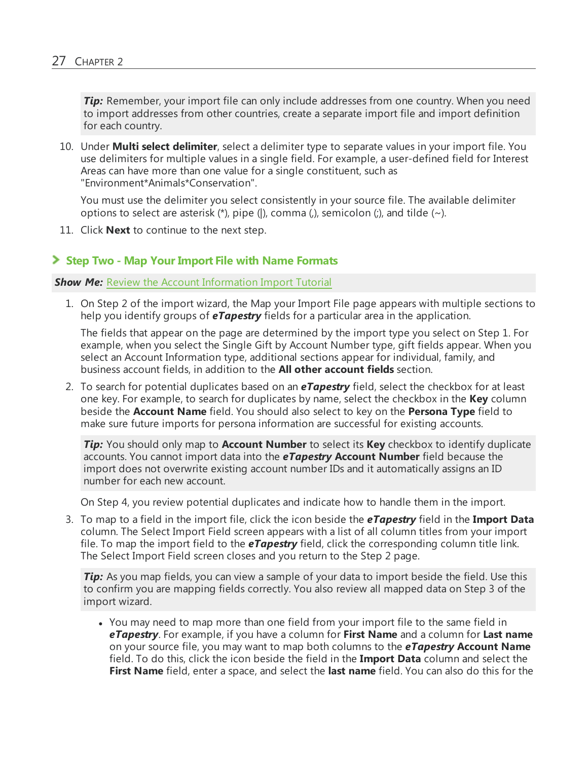> ***Tip:*** Remember, your import file can only include addresses from one country. When you need to import addresses from other countries, create a separate import file and import definition for each country.

10. Under **Multi select delimiter**, select a delimiter type to separate values in your import file. You use delimiters for multiple values in a single field. For example, a user-defined field for Interest Areas can have more than one value for a single constituent, such as "Environment*Animals*Conservation".

    You must use the delimiter you select consistently in your source file. The available delimiter options to select are asterisk (*), pipe (|), comma (,), semicolon (;), and tilde (~).

11. Click **Next** to continue to the next step.

## Step Two - Map Your Import File with Name Formats

***Show Me:*** Review the Account Information Import Tutorial

1. On Step 2 of the import wizard, the Map your Import File page appears with multiple sections to help you identify groups of ***eTapestry*** fields for a particular area in the application.

   The fields that appear on the page are determined by the import type you select on Step 1. For example, when you select the Single Gift by Account Number type, gift fields appear. When you select an Account Information type, additional sections appear for individual, family, and business account fields, in addition to the **All other account fields** section.

2. To search for potential duplicates based on an ***eTapestry*** field, select the checkbox for at least one key. For example, to search for duplicates by name, select the checkbox in the **Key** column beside the **Account Name** field. You should also select to key on the **Persona Type** field to make sure future imports for persona information are successful for existing accounts.

   > ***Tip:*** You should only map to **Account Number** to select its **Key** checkbox to identify duplicate accounts. You cannot import data into the ***eTapestry*** **Account Number** field because the import does not overwrite existing account number IDs and it automatically assigns an ID number for each new account.

   On Step 4, you review potential duplicates and indicate how to handle them in the import.

3. To map to a field in the import file, click the icon beside the ***eTapestry*** field in the **Import Data** column. The Select Import Field screen appears with a list of all column titles from your import file. To map the import field to the ***eTapestry*** field, click the corresponding column title link. The Select Import Field screen closes and you return to the Step 2 page.

   > ***Tip:*** As you map fields, you can view a sample of your data to import beside the field. Use this to confirm you are mapping fields correctly. You also review all mapped data on Step 3 of the import wizard.

   - You may need to map more than one field from your import file to the same field in ***eTapestry***. For example, if you have a column for **First Name** and a column for **Last name** on your source file, you may want to map both columns to the ***eTapestry*** **Account Name** field. To do this, click the icon beside the field in the **Import Data** column and select the **First Name** field, enter a space, and select the **last name** field. You can also do this for the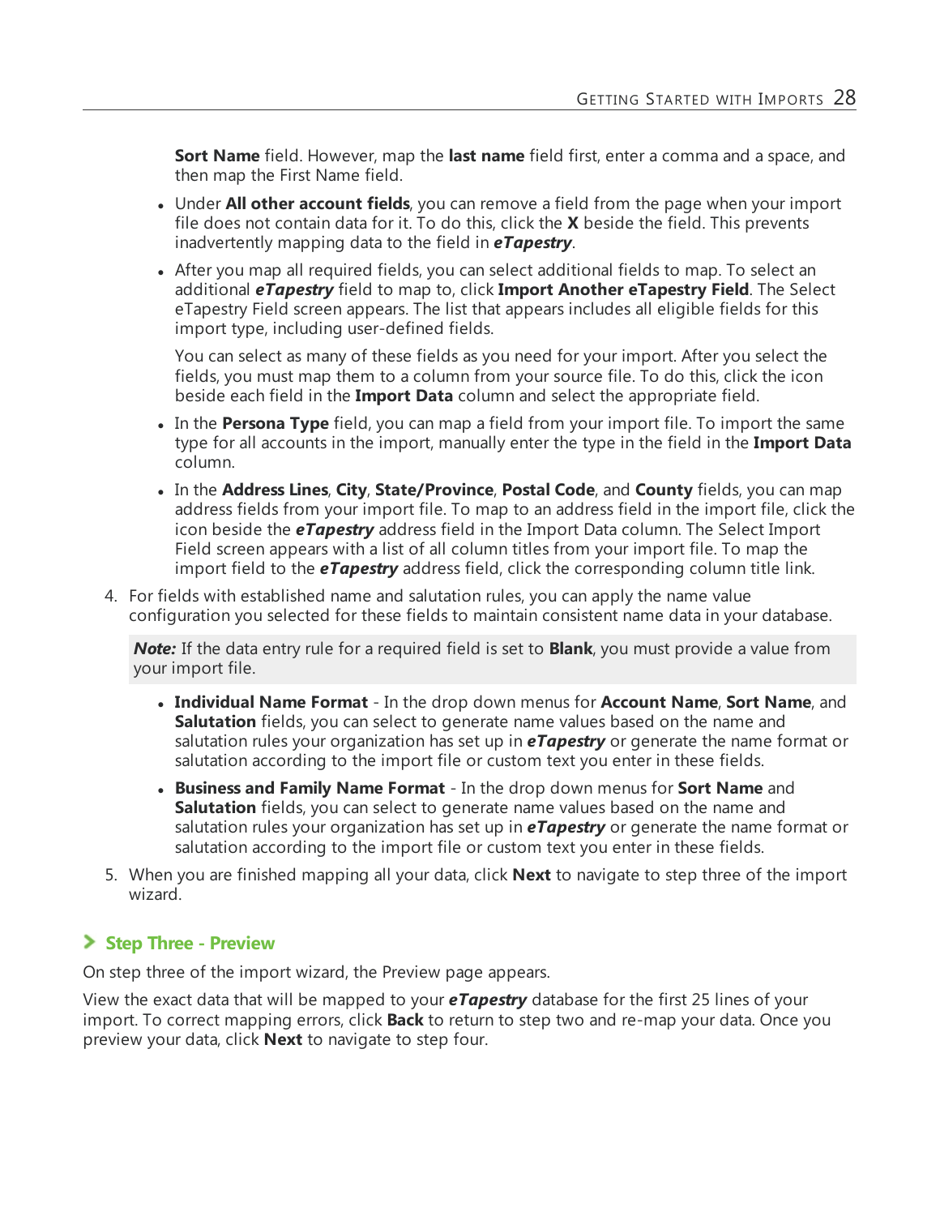**Sort Name** field. However, map the **last name** field first, enter a comma and a space, and then map the First Name field.

- Under **All other account fields**, you can remove a field from the page when your import file does not contain data for it. To do this, click the **X** beside the field. This prevents inadvertently mapping data to the field in ***eTapestry***.
- After you map all required fields, you can select additional fields to map. To select an additional ***eTapestry*** field to map to, click **Import Another eTapestry Field**. The Select eTapestry Field screen appears. The list that appears includes all eligible fields for this import type, including user-defined fields.

  You can select as many of these fields as you need for your import. After you select the fields, you must map them to a column from your source file. To do this, click the icon beside each field in the **Import Data** column and select the appropriate field.
- In the **Persona Type** field, you can map a field from your import file. To import the same type for all accounts in the import, manually enter the type in the field in the **Import Data** column.
- In the **Address Lines**, **City**, **State/Province**, **Postal Code**, and **County** fields, you can map address fields from your import file. To map to an address field in the import file, click the icon beside the ***eTapestry*** address field in the Import Data column. The Select Import Field screen appears with a list of all column titles from your import file. To map the import field to the ***eTapestry*** address field, click the corresponding column title link.

4. For fields with established name and salutation rules, you can apply the name value configuration you selected for these fields to maintain consistent name data in your database.

   ***Note:*** If the data entry rule for a required field is set to **Blank**, you must provide a value from your import file.

   - **Individual Name Format** - In the drop down menus for **Account Name**, **Sort Name**, and **Salutation** fields, you can select to generate name values based on the name and salutation rules your organization has set up in ***eTapestry*** or generate the name format or salutation according to the import file or custom text you enter in these fields.
   - **Business and Family Name Format** - In the drop down menus for **Sort Name** and **Salutation** fields, you can select to generate name values based on the name and salutation rules your organization has set up in ***eTapestry*** or generate the name format or salutation according to the import file or custom text you enter in these fields.

5. When you are finished mapping all your data, click **Next** to navigate to step three of the import wizard.

## Step Three - Preview

On step three of the import wizard, the Preview page appears.

View the exact data that will be mapped to your ***eTapestry*** database for the first 25 lines of your import. To correct mapping errors, click **Back** to return to step two and re-map your data. Once you preview your data, click **Next** to navigate to step four.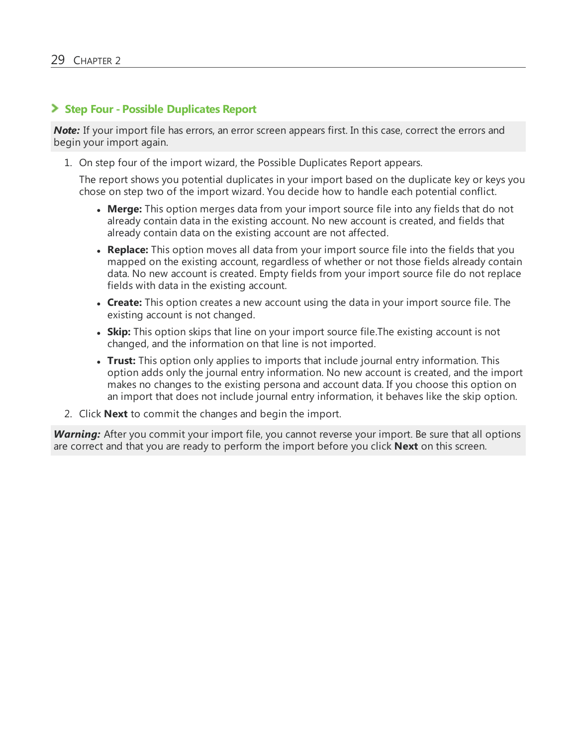## Step Four - Possible Duplicates Report

***Note:*** If your import file has errors, an error screen appears first. In this case, correct the errors and begin your import again.

1. On step four of the import wizard, the Possible Duplicates Report appears.

   The report shows you potential duplicates in your import based on the duplicate key or keys you chose on step two of the import wizard. You decide how to handle each potential conflict.

   - **Merge:** This option merges data from your import source file into any fields that do not already contain data in the existing account. No new account is created, and fields that already contain data on the existing account are not affected.
   - **Replace:** This option moves all data from your import source file into the fields that you mapped on the existing account, regardless of whether or not those fields already contain data. No new account is created. Empty fields from your import source file do not replace fields with data in the existing account.
   - **Create:** This option creates a new account using the data in your import source file. The existing account is not changed.
   - **Skip:** This option skips that line on your import source file.The existing account is not changed, and the information on that line is not imported.
   - **Trust:** This option only applies to imports that include journal entry information. This option adds only the journal entry information. No new account is created, and the import makes no changes to the existing persona and account data. If you choose this option on an import that does not include journal entry information, it behaves like the skip option.

2. Click **Next** to commit the changes and begin the import.

***Warning:*** After you commit your import file, you cannot reverse your import. Be sure that all options are correct and that you are ready to perform the import before you click **Next** on this screen.